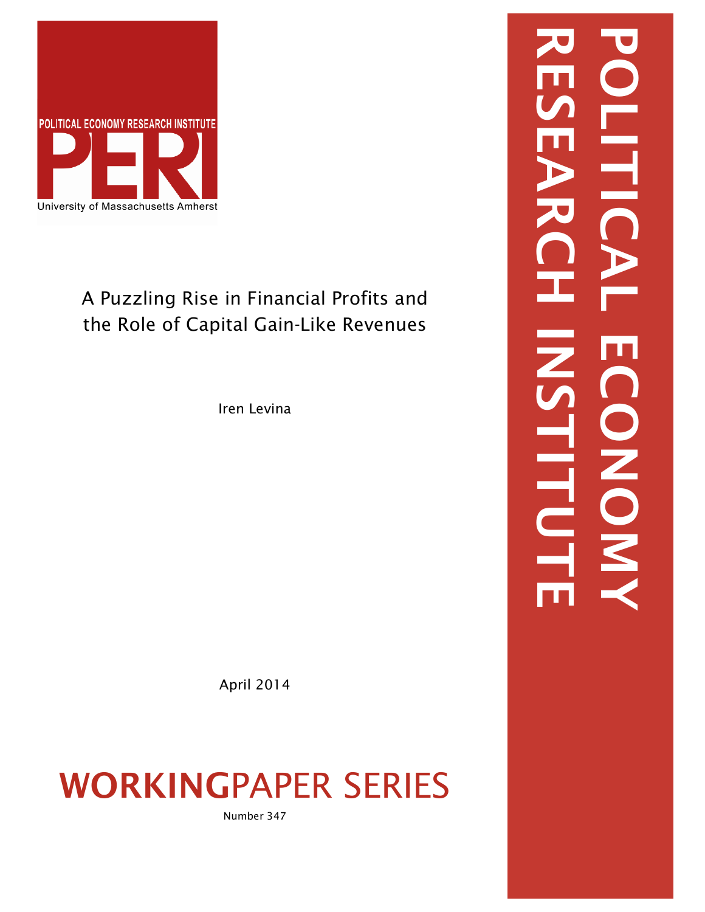POLITICAL ECONOMY RESEARCH INSTITUTE

PERI

University of Massachusetts Amherst

# A Puzzling Rise in Financial Profits and the Role of Capital Gain-Like Revenues

Iren Levina

April 2014

**WORKING**PAPER SERIES

Number 347

POLITICAL ECONOMY RESEARCH INSTITUTE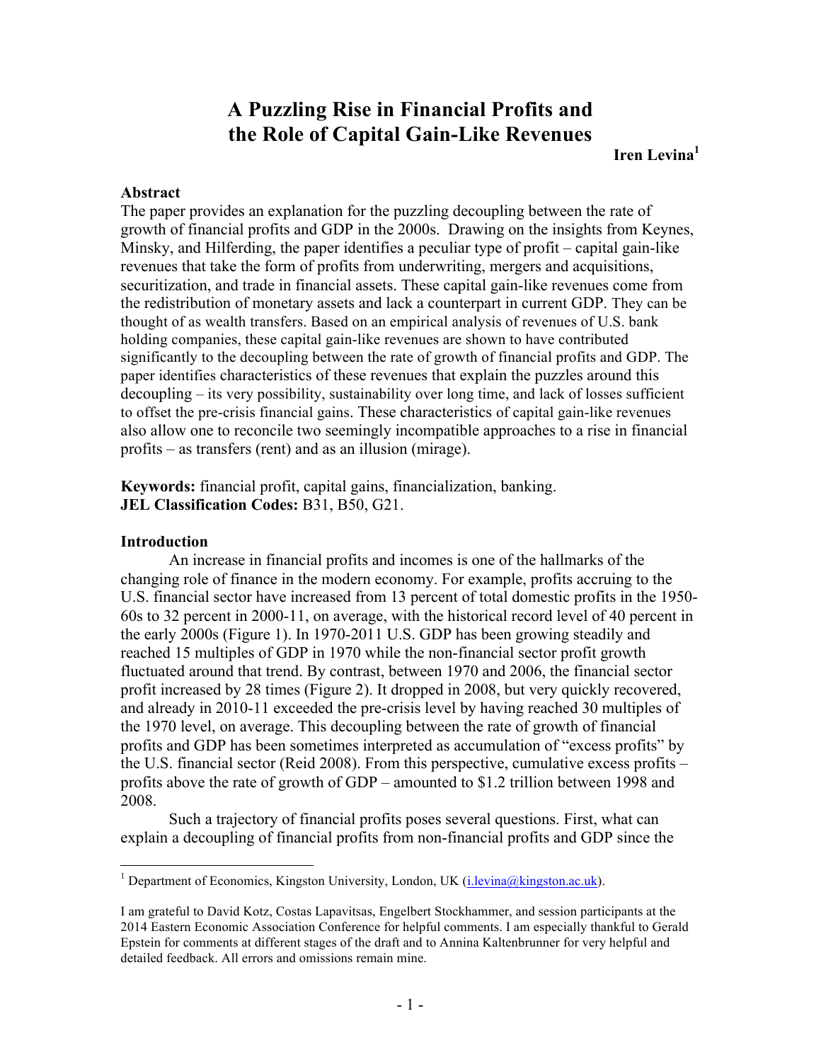# A Puzzling Rise in Financial Profits and the Role of Capital Gain-Like Revenues

**Iren Levina**[1]

### Abstract

The paper provides an explanation for the puzzling decoupling between the rate of growth of financial profits and GDP in the 2000s. Drawing on the insights from Keynes, Minsky, and Hilferding, the paper identifies a peculiar type of profit – capital gain-like revenues that take the form of profits from underwriting, mergers and acquisitions, securitization, and trade in financial assets. These capital gain-like revenues come from the redistribution of monetary assets and lack a counterpart in current GDP. They can be thought of as wealth transfers. Based on an empirical analysis of revenues of U.S. bank holding companies, these capital gain-like revenues are shown to have contributed significantly to the decoupling between the rate of growth of financial profits and GDP. The paper identifies characteristics of these revenues that explain the puzzles around this decoupling – its very possibility, sustainability over long time, and lack of losses sufficient to offset the pre-crisis financial gains. These characteristics of capital gain-like revenues also allow one to reconcile two seemingly incompatible approaches to a rise in financial profits – as transfers (rent) and as an illusion (mirage).

**Keywords:** financial profit, capital gains, financialization, banking.
**JEL Classification Codes:** B31, B50, G21.

### Introduction

An increase in financial profits and incomes is one of the hallmarks of the changing role of finance in the modern economy. For example, profits accruing to the U.S. financial sector have increased from 13 percent of total domestic profits in the 1950-60s to 32 percent in 2000-11, on average, with the historical record level of 40 percent in the early 2000s (Figure 1). In 1970-2011 U.S. GDP has been growing steadily and reached 15 multiples of GDP in 1970 while the non-financial sector profit growth fluctuated around that trend. By contrast, between 1970 and 2006, the financial sector profit increased by 28 times (Figure 2). It dropped in 2008, but very quickly recovered, and already in 2010-11 exceeded the pre-crisis level by having reached 30 multiples of the 1970 level, on average. This decoupling between the rate of growth of financial profits and GDP has been sometimes interpreted as accumulation of "excess profits" by the U.S. financial sector (Reid 2008). From this perspective, cumulative excess profits – profits above the rate of growth of GDP – amounted to $1.2 trillion between 1998 and 2008.

Such a trajectory of financial profits poses several questions. First, what can explain a decoupling of financial profits from non-financial profits and GDP since the

---

[1] Department of Economics, Kingston University, London, UK (i.levina@kingston.ac.uk).

I am grateful to David Kotz, Costas Lapavitsas, Engelbert Stockhammer, and session participants at the 2014 Eastern Economic Association Conference for helpful comments. I am especially thankful to Gerald Epstein for comments at different stages of the draft and to Annina Kaltenbrunner for very helpful and detailed feedback. All errors and omissions remain mine.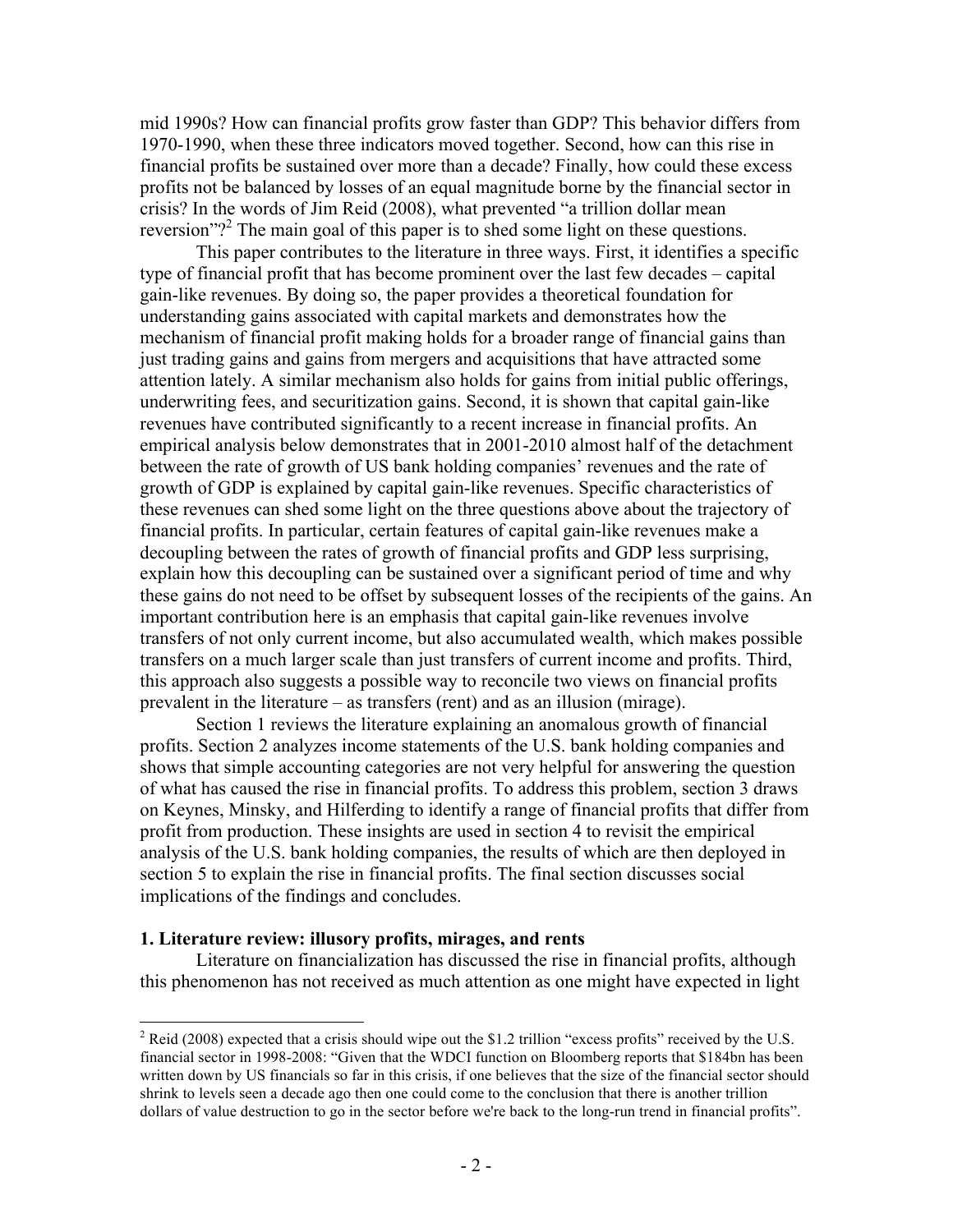mid 1990s? How can financial profits grow faster than GDP? This behavior differs from 1970-1990, when these three indicators moved together. Second, how can this rise in financial profits be sustained over more than a decade? Finally, how could these excess profits not be balanced by losses of an equal magnitude borne by the financial sector in crisis? In the words of Jim Reid (2008), what prevented "a trillion dollar mean reversion"?[2] The main goal of this paper is to shed some light on these questions.

This paper contributes to the literature in three ways. First, it identifies a specific type of financial profit that has become prominent over the last few decades – capital gain-like revenues. By doing so, the paper provides a theoretical foundation for understanding gains associated with capital markets and demonstrates how the mechanism of financial profit making holds for a broader range of financial gains than just trading gains and gains from mergers and acquisitions that have attracted some attention lately. A similar mechanism also holds for gains from initial public offerings, underwriting fees, and securitization gains. Second, it is shown that capital gain-like revenues have contributed significantly to a recent increase in financial profits. An empirical analysis below demonstrates that in 2001-2010 almost half of the detachment between the rate of growth of US bank holding companies' revenues and the rate of growth of GDP is explained by capital gain-like revenues. Specific characteristics of these revenues can shed some light on the three questions above about the trajectory of financial profits. In particular, certain features of capital gain-like revenues make a decoupling between the rates of growth of financial profits and GDP less surprising, explain how this decoupling can be sustained over a significant period of time and why these gains do not need to be offset by subsequent losses of the recipients of the gains. An important contribution here is an emphasis that capital gain-like revenues involve transfers of not only current income, but also accumulated wealth, which makes possible transfers on a much larger scale than just transfers of current income and profits. Third, this approach also suggests a possible way to reconcile two views on financial profits prevalent in the literature – as transfers (rent) and as an illusion (mirage).

Section 1 reviews the literature explaining an anomalous growth of financial profits. Section 2 analyzes income statements of the U.S. bank holding companies and shows that simple accounting categories are not very helpful for answering the question of what has caused the rise in financial profits. To address this problem, section 3 draws on Keynes, Minsky, and Hilferding to identify a range of financial profits that differ from profit from production. These insights are used in section 4 to revisit the empirical analysis of the U.S. bank holding companies, the results of which are then deployed in section 5 to explain the rise in financial profits. The final section discusses social implications of the findings and concludes.

## 1. Literature review: illusory profits, mirages, and rents

Literature on financialization has discussed the rise in financial profits, although this phenomenon has not received as much attention as one might have expected in light

[2] Reid (2008) expected that a crisis should wipe out the $1.2 trillion "excess profits" received by the U.S. financial sector in 1998-2008: "Given that the WDCI function on Bloomberg reports that $184bn has been written down by US financials so far in this crisis, if one believes that the size of the financial sector should shrink to levels seen a decade ago then one could come to the conclusion that there is another trillion dollars of value destruction to go in the sector before we're back to the long-run trend in financial profits".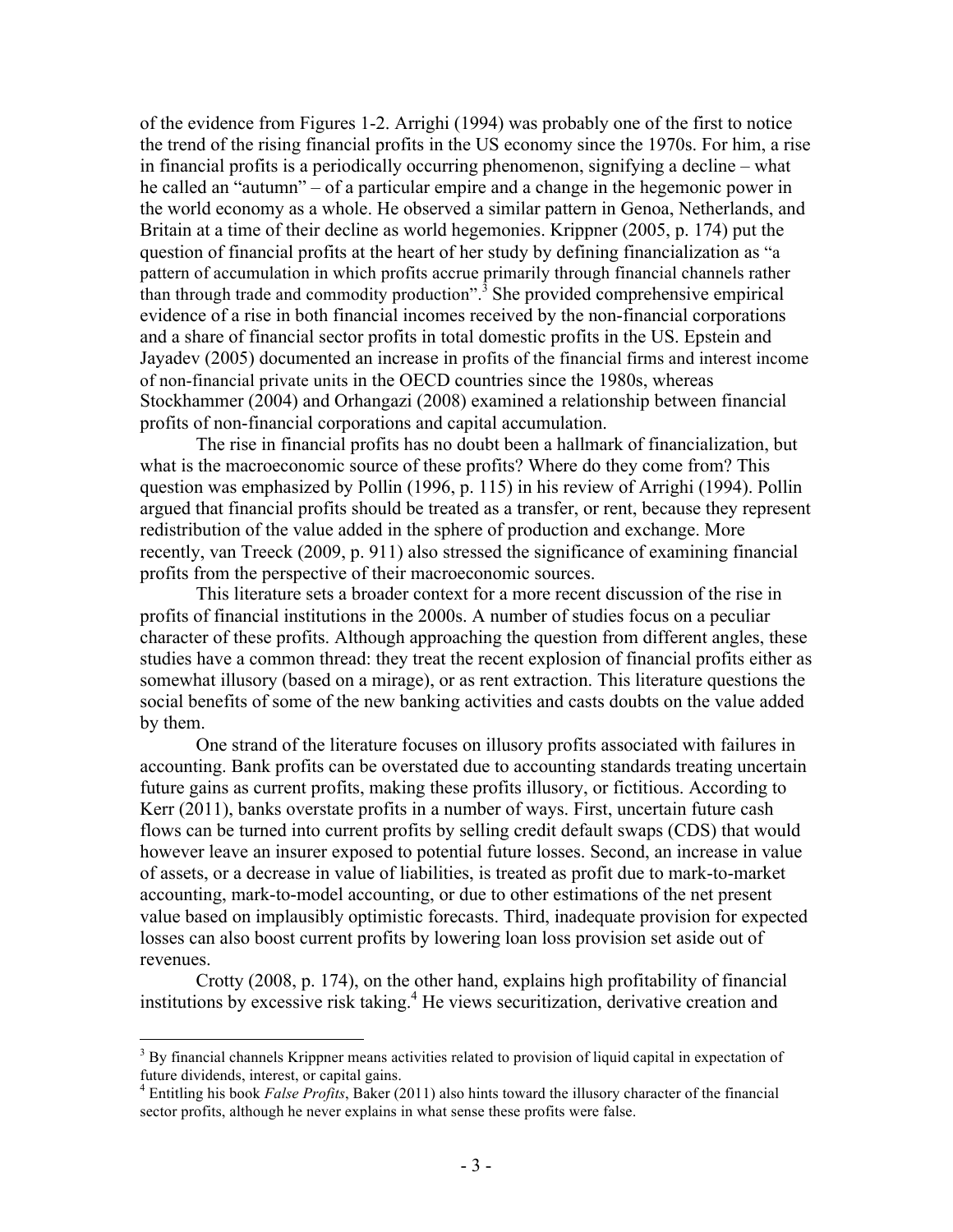of the evidence from Figures 1-2. Arrighi (1994) was probably one of the first to notice the trend of the rising financial profits in the US economy since the 1970s. For him, a rise in financial profits is a periodically occurring phenomenon, signifying a decline – what he called an "autumn" – of a particular empire and a change in the hegemonic power in the world economy as a whole. He observed a similar pattern in Genoa, Netherlands, and Britain at a time of their decline as world hegemonies. Krippner (2005, p. 174) put the question of financial profits at the heart of her study by defining financialization as "a pattern of accumulation in which profits accrue primarily through financial channels rather than through trade and commodity production".[3] She provided comprehensive empirical evidence of a rise in both financial incomes received by the non-financial corporations and a share of financial sector profits in total domestic profits in the US. Epstein and Jayadev (2005) documented an increase in profits of the financial firms and interest income of non-financial private units in the OECD countries since the 1980s, whereas Stockhammer (2004) and Orhangazi (2008) examined a relationship between financial profits of non-financial corporations and capital accumulation.

The rise in financial profits has no doubt been a hallmark of financialization, but what is the macroeconomic source of these profits? Where do they come from? This question was emphasized by Pollin (1996, p. 115) in his review of Arrighi (1994). Pollin argued that financial profits should be treated as a transfer, or rent, because they represent redistribution of the value added in the sphere of production and exchange. More recently, van Treeck (2009, p. 911) also stressed the significance of examining financial profits from the perspective of their macroeconomic sources.

This literature sets a broader context for a more recent discussion of the rise in profits of financial institutions in the 2000s. A number of studies focus on a peculiar character of these profits. Although approaching the question from different angles, these studies have a common thread: they treat the recent explosion of financial profits either as somewhat illusory (based on a mirage), or as rent extraction. This literature questions the social benefits of some of the new banking activities and casts doubts on the value added by them.

One strand of the literature focuses on illusory profits associated with failures in accounting. Bank profits can be overstated due to accounting standards treating uncertain future gains as current profits, making these profits illusory, or fictitious. According to Kerr (2011), banks overstate profits in a number of ways. First, uncertain future cash flows can be turned into current profits by selling credit default swaps (CDS) that would however leave an insurer exposed to potential future losses. Second, an increase in value of assets, or a decrease in value of liabilities, is treated as profit due to mark-to-market accounting, mark-to-model accounting, or due to other estimations of the net present value based on implausibly optimistic forecasts. Third, inadequate provision for expected losses can also boost current profits by lowering loan loss provision set aside out of revenues.

Crotty (2008, p. 174), on the other hand, explains high profitability of financial institutions by excessive risk taking.[4] He views securitization, derivative creation and

---

[3] By financial channels Krippner means activities related to provision of liquid capital in expectation of future dividends, interest, or capital gains.

[4] Entitling his book *False Profits*, Baker (2011) also hints toward the illusory character of the financial sector profits, although he never explains in what sense these profits were false.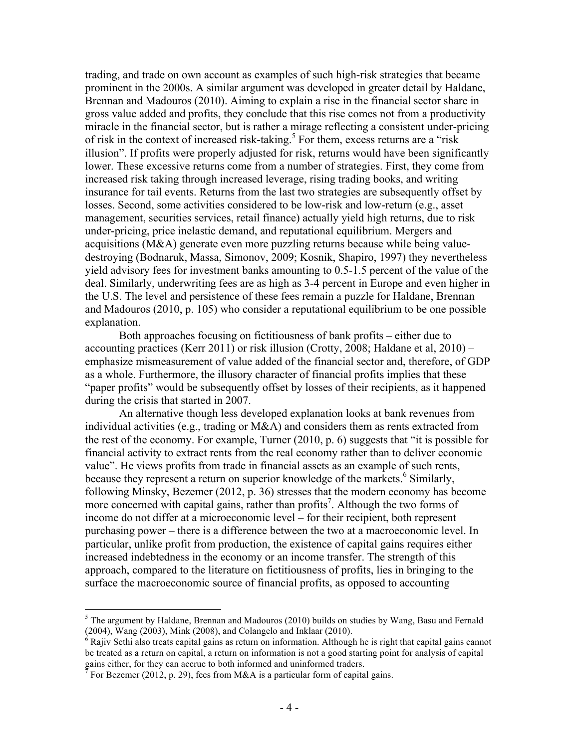trading, and trade on own account as examples of such high-risk strategies that became prominent in the 2000s. A similar argument was developed in greater detail by Haldane, Brennan and Madouros (2010). Aiming to explain a rise in the financial sector share in gross value added and profits, they conclude that this rise comes not from a productivity miracle in the financial sector, but is rather a mirage reflecting a consistent under-pricing of risk in the context of increased risk-taking.[5] For them, excess returns are a "risk illusion". If profits were properly adjusted for risk, returns would have been significantly lower. These excessive returns come from a number of strategies. First, they come from increased risk taking through increased leverage, rising trading books, and writing insurance for tail events. Returns from the last two strategies are subsequently offset by losses. Second, some activities considered to be low-risk and low-return (e.g., asset management, securities services, retail finance) actually yield high returns, due to risk under-pricing, price inelastic demand, and reputational equilibrium. Mergers and acquisitions (M&A) generate even more puzzling returns because while being value-destroying (Bodnaruk, Massa, Simonov, 2009; Kosnik, Shapiro, 1997) they nevertheless yield advisory fees for investment banks amounting to 0.5-1.5 percent of the value of the deal. Similarly, underwriting fees are as high as 3-4 percent in Europe and even higher in the U.S. The level and persistence of these fees remain a puzzle for Haldane, Brennan and Madouros (2010, p. 105) who consider a reputational equilibrium to be one possible explanation.

Both approaches focusing on fictitiousness of bank profits – either due to accounting practices (Kerr 2011) or risk illusion (Crotty, 2008; Haldane et al, 2010) – emphasize mismeasurement of value added of the financial sector and, therefore, of GDP as a whole. Furthermore, the illusory character of financial profits implies that these "paper profits" would be subsequently offset by losses of their recipients, as it happened during the crisis that started in 2007.

An alternative though less developed explanation looks at bank revenues from individual activities (e.g., trading or M&A) and considers them as rents extracted from the rest of the economy. For example, Turner (2010, p. 6) suggests that "it is possible for financial activity to extract rents from the real economy rather than to deliver economic value". He views profits from trade in financial assets as an example of such rents, because they represent a return on superior knowledge of the markets.[6] Similarly, following Minsky, Bezemer (2012, p. 36) stresses that the modern economy has become more concerned with capital gains, rather than profits[7]. Although the two forms of income do not differ at a microeconomic level – for their recipient, both represent purchasing power – there is a difference between the two at a macroeconomic level. In particular, unlike profit from production, the existence of capital gains requires either increased indebtedness in the economy or an income transfer. The strength of this approach, compared to the literature on fictitiousness of profits, lies in bringing to the surface the macroeconomic source of financial profits, as opposed to accounting

---

[5] The argument by Haldane, Brennan and Madouros (2010) builds on studies by Wang, Basu and Fernald (2004), Wang (2003), Mink (2008), and Colangelo and Inklaar (2010).

[6] Rajiv Sethi also treats capital gains as return on information. Although he is right that capital gains cannot be treated as a return on capital, a return on information is not a good starting point for analysis of capital gains either, for they can accrue to both informed and uninformed traders.

[7] For Bezemer (2012, p. 29), fees from M&A is a particular form of capital gains.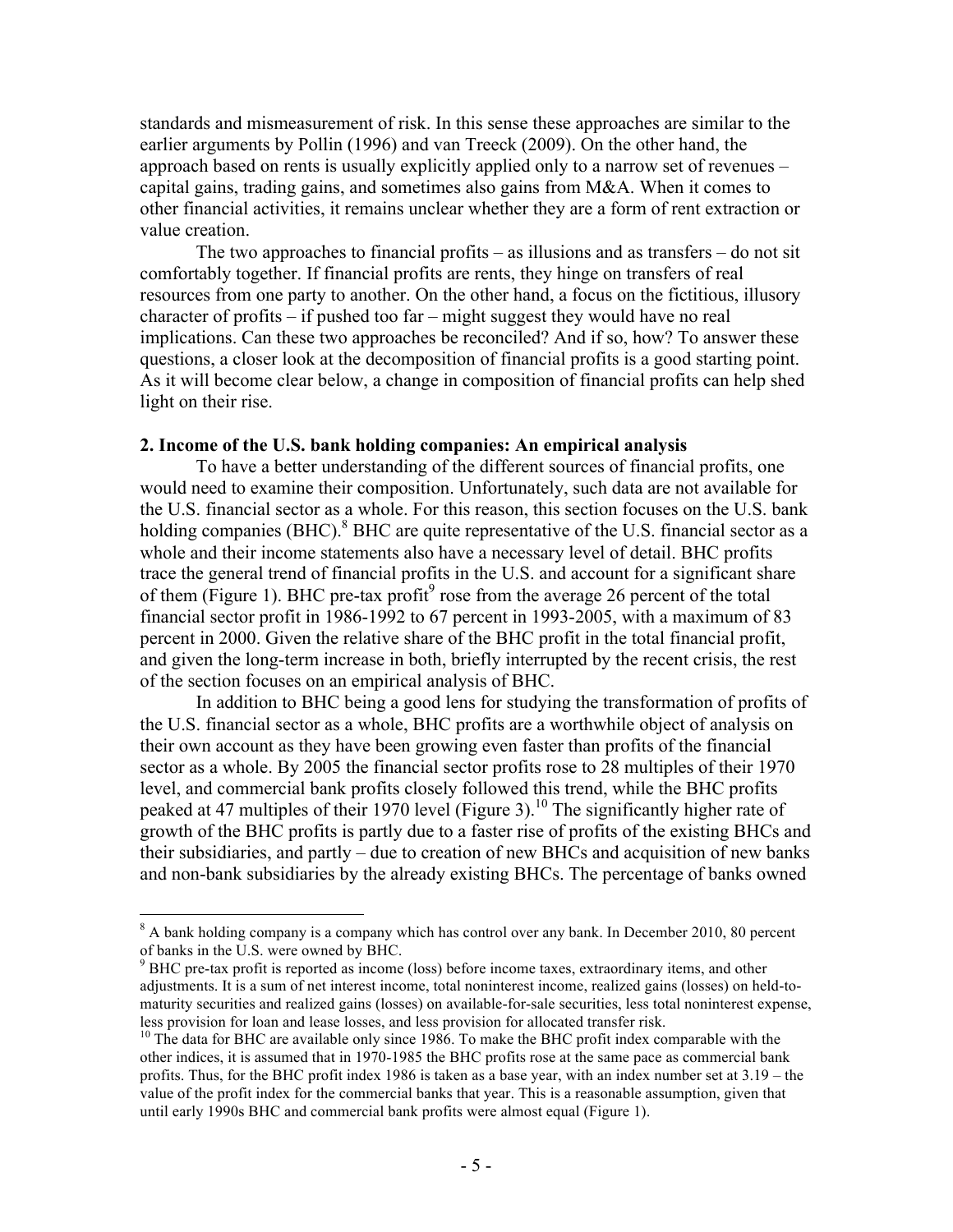standards and mismeasurement of risk. In this sense these approaches are similar to the earlier arguments by Pollin (1996) and van Treeck (2009). On the other hand, the approach based on rents is usually explicitly applied only to a narrow set of revenues – capital gains, trading gains, and sometimes also gains from M&A. When it comes to other financial activities, it remains unclear whether they are a form of rent extraction or value creation.

The two approaches to financial profits – as illusions and as transfers – do not sit comfortably together. If financial profits are rents, they hinge on transfers of real resources from one party to another. On the other hand, a focus on the fictitious, illusory character of profits – if pushed too far – might suggest they would have no real implications. Can these two approaches be reconciled? And if so, how? To answer these questions, a closer look at the decomposition of financial profits is a good starting point. As it will become clear below, a change in composition of financial profits can help shed light on their rise.

## 2. Income of the U.S. bank holding companies: An empirical analysis

To have a better understanding of the different sources of financial profits, one would need to examine their composition. Unfortunately, such data are not available for the U.S. financial sector as a whole. For this reason, this section focuses on the U.S. bank holding companies (BHC).[8] BHC are quite representative of the U.S. financial sector as a whole and their income statements also have a necessary level of detail. BHC profits trace the general trend of financial profits in the U.S. and account for a significant share of them (Figure 1). BHC pre-tax profit[9] rose from the average 26 percent of the total financial sector profit in 1986-1992 to 67 percent in 1993-2005, with a maximum of 83 percent in 2000. Given the relative share of the BHC profit in the total financial profit, and given the long-term increase in both, briefly interrupted by the recent crisis, the rest of the section focuses on an empirical analysis of BHC.

In addition to BHC being a good lens for studying the transformation of profits of the U.S. financial sector as a whole, BHC profits are a worthwhile object of analysis on their own account as they have been growing even faster than profits of the financial sector as a whole. By 2005 the financial sector profits rose to 28 multiples of their 1970 level, and commercial bank profits closely followed this trend, while the BHC profits peaked at 47 multiples of their 1970 level (Figure 3).[10] The significantly higher rate of growth of the BHC profits is partly due to a faster rise of profits of the existing BHCs and their subsidiaries, and partly – due to creation of new BHCs and acquisition of new banks and non-bank subsidiaries by the already existing BHCs. The percentage of banks owned

---

[8] A bank holding company is a company which has control over any bank. In December 2010, 80 percent of banks in the U.S. were owned by BHC.

[9] BHC pre-tax profit is reported as income (loss) before income taxes, extraordinary items, and other adjustments. It is a sum of net interest income, total noninterest income, realized gains (losses) on held-to-maturity securities and realized gains (losses) on available-for-sale securities, less total noninterest expense, less provision for loan and lease losses, and less provision for allocated transfer risk.

[10] The data for BHC are available only since 1986. To make the BHC profit index comparable with the other indices, it is assumed that in 1970-1985 the BHC profits rose at the same pace as commercial bank profits. Thus, for the BHC profit index 1986 is taken as a base year, with an index number set at 3.19 – the value of the profit index for the commercial banks that year. This is a reasonable assumption, given that until early 1990s BHC and commercial bank profits were almost equal (Figure 1).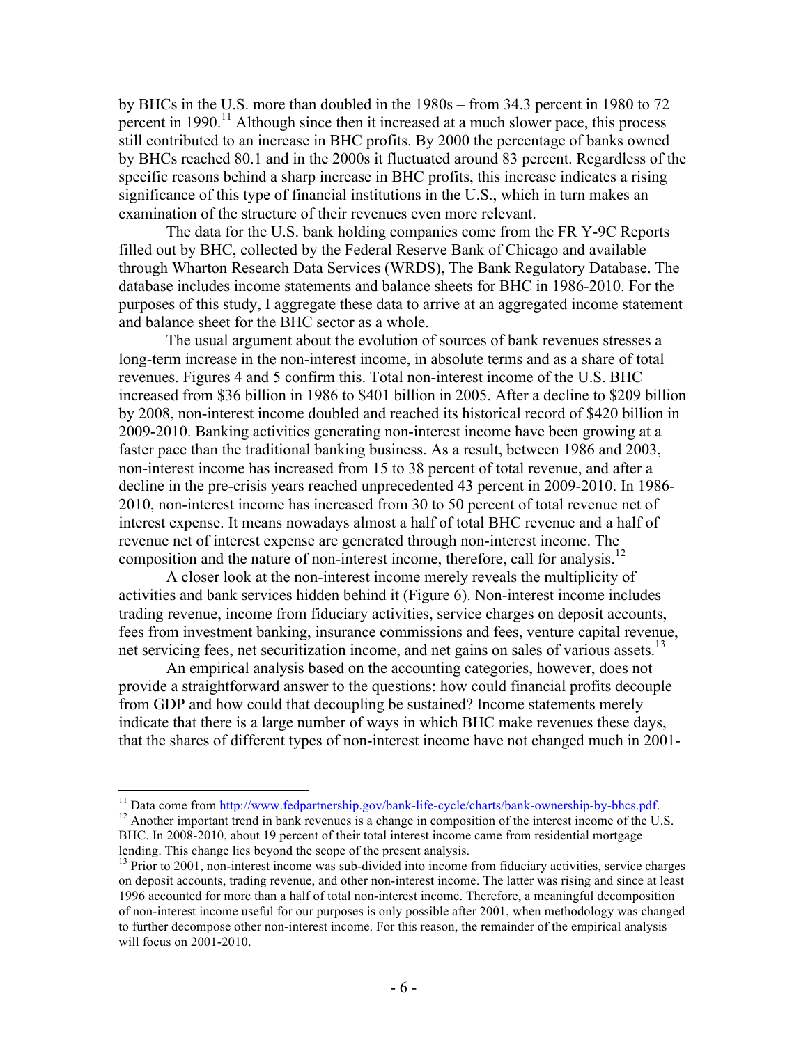by BHCs in the U.S. more than doubled in the 1980s – from 34.3 percent in 1980 to 72 percent in 1990.[11] Although since then it increased at a much slower pace, this process still contributed to an increase in BHC profits. By 2000 the percentage of banks owned by BHCs reached 80.1 and in the 2000s it fluctuated around 83 percent. Regardless of the specific reasons behind a sharp increase in BHC profits, this increase indicates a rising significance of this type of financial institutions in the U.S., which in turn makes an examination of the structure of their revenues even more relevant.

The data for the U.S. bank holding companies come from the FR Y-9C Reports filled out by BHC, collected by the Federal Reserve Bank of Chicago and available through Wharton Research Data Services (WRDS), The Bank Regulatory Database. The database includes income statements and balance sheets for BHC in 1986-2010. For the purposes of this study, I aggregate these data to arrive at an aggregated income statement and balance sheet for the BHC sector as a whole.

The usual argument about the evolution of sources of bank revenues stresses a long-term increase in the non-interest income, in absolute terms and as a share of total revenues. Figures 4 and 5 confirm this. Total non-interest income of the U.S. BHC increased from \$36 billion in 1986 to \$401 billion in 2005. After a decline to \$209 billion by 2008, non-interest income doubled and reached its historical record of \$420 billion in 2009-2010. Banking activities generating non-interest income have been growing at a faster pace than the traditional banking business. As a result, between 1986 and 2003, non-interest income has increased from 15 to 38 percent of total revenue, and after a decline in the pre-crisis years reached unprecedented 43 percent in 2009-2010. In 1986-2010, non-interest income has increased from 30 to 50 percent of total revenue net of interest expense. It means nowadays almost a half of total BHC revenue and a half of revenue net of interest expense are generated through non-interest income. The composition and the nature of non-interest income, therefore, call for analysis.[12]

A closer look at the non-interest income merely reveals the multiplicity of activities and bank services hidden behind it (Figure 6). Non-interest income includes trading revenue, income from fiduciary activities, service charges on deposit accounts, fees from investment banking, insurance commissions and fees, venture capital revenue, net servicing fees, net securitization income, and net gains on sales of various assets.[13]

An empirical analysis based on the accounting categories, however, does not provide a straightforward answer to the questions: how could financial profits decouple from GDP and how could that decoupling be sustained? Income statements merely indicate that there is a large number of ways in which BHC make revenues these days, that the shares of different types of non-interest income have not changed much in 2001-

---

[11] Data come from http://www.fedpartnership.gov/bank-life-cycle/charts/bank-ownership-by-bhcs.pdf.

[12] Another important trend in bank revenues is a change in composition of the interest income of the U.S. BHC. In 2008-2010, about 19 percent of their total interest income came from residential mortgage lending. This change lies beyond the scope of the present analysis.

[13] Prior to 2001, non-interest income was sub-divided into income from fiduciary activities, service charges on deposit accounts, trading revenue, and other non-interest income. The latter was rising and since at least 1996 accounted for more than a half of total non-interest income. Therefore, a meaningful decomposition of non-interest income useful for our purposes is only possible after 2001, when methodology was changed to further decompose other non-interest income. For this reason, the remainder of the empirical analysis will focus on 2001-2010.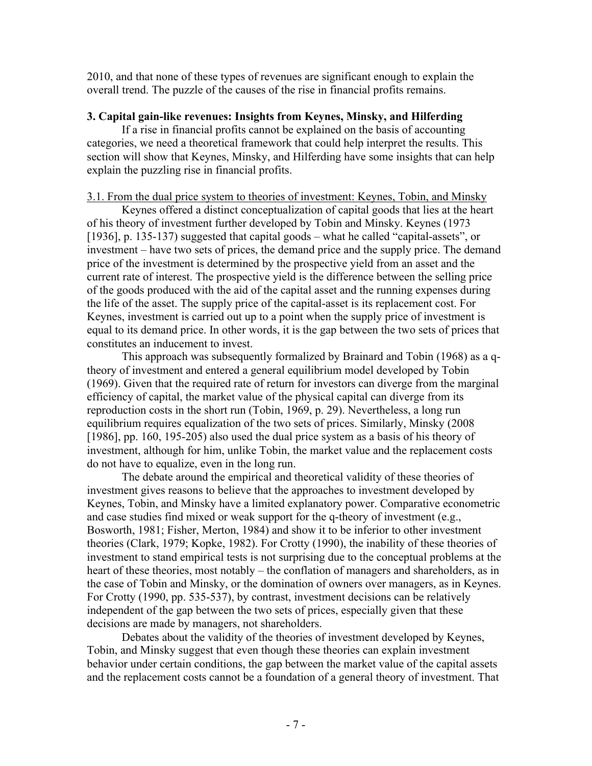2010, and that none of these types of revenues are significant enough to explain the overall trend. The puzzle of the causes of the rise in financial profits remains.

## 3. Capital gain-like revenues: Insights from Keynes, Minsky, and Hilferding

If a rise in financial profits cannot be explained on the basis of accounting categories, we need a theoretical framework that could help interpret the results. This section will show that Keynes, Minsky, and Hilferding have some insights that can help explain the puzzling rise in financial profits.

### 3.1. From the dual price system to theories of investment: Keynes, Tobin, and Minsky

Keynes offered a distinct conceptualization of capital goods that lies at the heart of his theory of investment further developed by Tobin and Minsky. Keynes (1973 [1936], p. 135-137) suggested that capital goods – what he called "capital-assets", or investment – have two sets of prices, the demand price and the supply price. The demand price of the investment is determined by the prospective yield from an asset and the current rate of interest. The prospective yield is the difference between the selling price of the goods produced with the aid of the capital asset and the running expenses during the life of the asset. The supply price of the capital-asset is its replacement cost. For Keynes, investment is carried out up to a point when the supply price of investment is equal to its demand price. In other words, it is the gap between the two sets of prices that constitutes an inducement to invest.

This approach was subsequently formalized by Brainard and Tobin (1968) as a q-theory of investment and entered a general equilibrium model developed by Tobin (1969). Given that the required rate of return for investors can diverge from the marginal efficiency of capital, the market value of the physical capital can diverge from its reproduction costs in the short run (Tobin, 1969, p. 29). Nevertheless, a long run equilibrium requires equalization of the two sets of prices. Similarly, Minsky (2008 [1986], pp. 160, 195-205) also used the dual price system as a basis of his theory of investment, although for him, unlike Tobin, the market value and the replacement costs do not have to equalize, even in the long run.

The debate around the empirical and theoretical validity of these theories of investment gives reasons to believe that the approaches to investment developed by Keynes, Tobin, and Minsky have a limited explanatory power. Comparative econometric and case studies find mixed or weak support for the q-theory of investment (e.g., Bosworth, 1981; Fisher, Merton, 1984) and show it to be inferior to other investment theories (Clark, 1979; Kopke, 1982). For Crotty (1990), the inability of these theories of investment to stand empirical tests is not surprising due to the conceptual problems at the heart of these theories, most notably – the conflation of managers and shareholders, as in the case of Tobin and Minsky, or the domination of owners over managers, as in Keynes. For Crotty (1990, pp. 535-537), by contrast, investment decisions can be relatively independent of the gap between the two sets of prices, especially given that these decisions are made by managers, not shareholders.

Debates about the validity of the theories of investment developed by Keynes, Tobin, and Minsky suggest that even though these theories can explain investment behavior under certain conditions, the gap between the market value of the capital assets and the replacement costs cannot be a foundation of a general theory of investment. That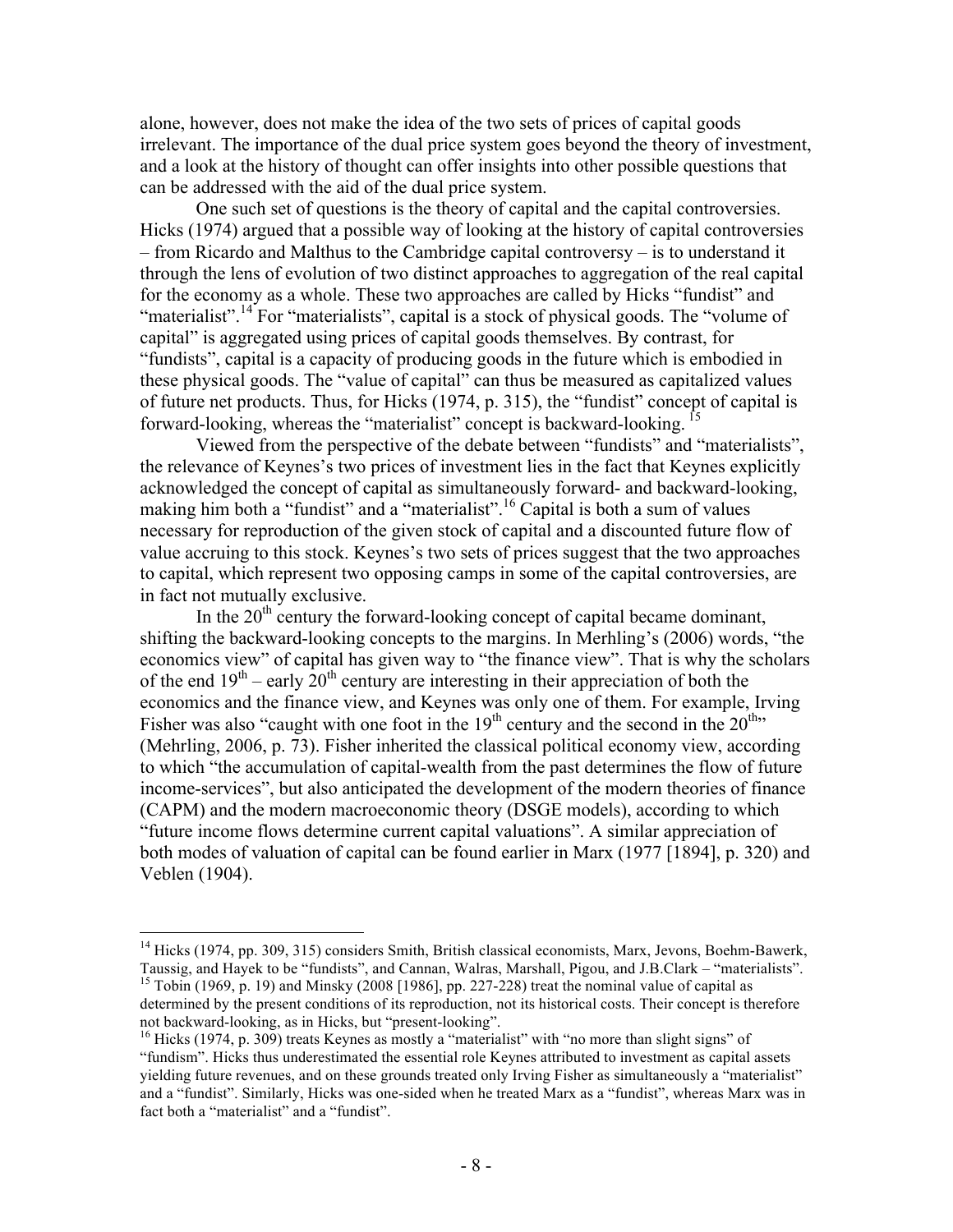alone, however, does not make the idea of the two sets of prices of capital goods irrelevant. The importance of the dual price system goes beyond the theory of investment, and a look at the history of thought can offer insights into other possible questions that can be addressed with the aid of the dual price system.

One such set of questions is the theory of capital and the capital controversies. Hicks (1974) argued that a possible way of looking at the history of capital controversies – from Ricardo and Malthus to the Cambridge capital controversy – is to understand it through the lens of evolution of two distinct approaches to aggregation of the real capital for the economy as a whole. These two approaches are called by Hicks "fundist" and "materialist".[14] For "materialists", capital is a stock of physical goods. The "volume of capital" is aggregated using prices of capital goods themselves. By contrast, for "fundists", capital is a capacity of producing goods in the future which is embodied in these physical goods. The "value of capital" can thus be measured as capitalized values of future net products. Thus, for Hicks (1974, p. 315), the "fundist" concept of capital is forward-looking, whereas the "materialist" concept is backward-looking.[15]

Viewed from the perspective of the debate between "fundists" and "materialists", the relevance of Keynes's two prices of investment lies in the fact that Keynes explicitly acknowledged the concept of capital as simultaneously forward- and backward-looking, making him both a "fundist" and a "materialist".[16] Capital is both a sum of values necessary for reproduction of the given stock of capital and a discounted future flow of value accruing to this stock. Keynes's two sets of prices suggest that the two approaches to capital, which represent two opposing camps in some of the capital controversies, are in fact not mutually exclusive.

In the 20th century the forward-looking concept of capital became dominant, shifting the backward-looking concepts to the margins. In Merhling's (2006) words, "the economics view" of capital has given way to "the finance view". That is why the scholars of the end 19th – early 20th century are interesting in their appreciation of both the economics and the finance view, and Keynes was only one of them. For example, Irving Fisher was also "caught with one foot in the 19th century and the second in the 20th" (Mehrling, 2006, p. 73). Fisher inherited the classical political economy view, according to which "the accumulation of capital-wealth from the past determines the flow of future income-services", but also anticipated the development of the modern theories of finance (CAPM) and the modern macroeconomic theory (DSGE models), according to which "future income flows determine current capital valuations". A similar appreciation of both modes of valuation of capital can be found earlier in Marx (1977 [1894], p. 320) and Veblen (1904).

---

[14] Hicks (1974, pp. 309, 315) considers Smith, British classical economists, Marx, Jevons, Boehm-Bawerk, Taussig, and Hayek to be "fundists", and Cannan, Walras, Marshall, Pigou, and J.B.Clark – "materialists".

[15] Tobin (1969, p. 19) and Minsky (2008 [1986], pp. 227-228) treat the nominal value of capital as determined by the present conditions of its reproduction, not its historical costs. Their concept is therefore not backward-looking, as in Hicks, but "present-looking".

[16] Hicks (1974, p. 309) treats Keynes as mostly a "materialist" with "no more than slight signs" of "fundism". Hicks thus underestimated the essential role Keynes attributed to investment as capital assets yielding future revenues, and on these grounds treated only Irving Fisher as simultaneously a "materialist" and a "fundist". Similarly, Hicks was one-sided when he treated Marx as a "fundist", whereas Marx was in fact both a "materialist" and a "fundist".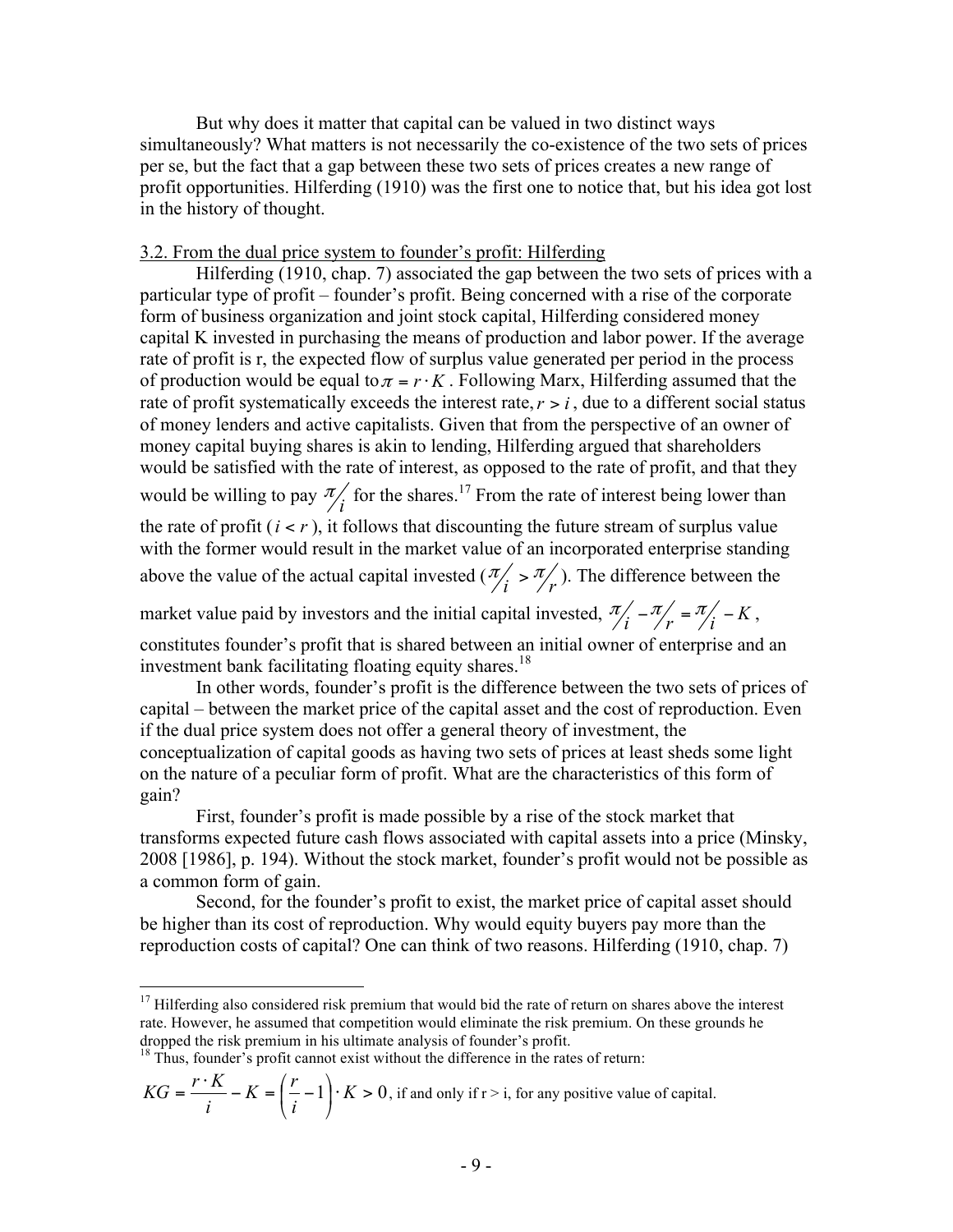But why does it matter that capital can be valued in two distinct ways simultaneously? What matters is not necessarily the co-existence of the two sets of prices per se, but the fact that a gap between these two sets of prices creates a new range of profit opportunities. Hilferding (1910) was the first one to notice that, but his idea got lost in the history of thought.

3.2. From the dual price system to founder's profit: Hilferding

Hilferding (1910, chap. 7) associated the gap between the two sets of prices with a particular type of profit – founder's profit. Being concerned with a rise of the corporate form of business organization and joint stock capital, Hilferding considered money capital K invested in purchasing the means of production and labor power. If the average rate of profit is r, the expected flow of surplus value generated per period in the process of production would be equal to $\pi = r \cdot K$. Following Marx, Hilferding assumed that the rate of profit systematically exceeds the interest rate, $r > i$, due to a different social status of money lenders and active capitalists. Given that from the perspective of an owner of money capital buying shares is akin to lending, Hilferding argued that shareholders would be satisfied with the rate of interest, as opposed to the rate of profit, and that they would be willing to pay $\pi/i$ for the shares.[17] From the rate of interest being lower than the rate of profit ($i < r$), it follows that discounting the future stream of surplus value with the former would result in the market value of an incorporated enterprise standing above the value of the actual capital invested ($\pi/i > \pi/r$). The difference between the market value paid by investors and the initial capital invested, $\pi/i - \pi/r = \pi/i - K$, constitutes founder's profit that is shared between an initial owner of enterprise and an investment bank facilitating floating equity shares.[18]

In other words, founder's profit is the difference between the two sets of prices of capital – between the market price of the capital asset and the cost of reproduction. Even if the dual price system does not offer a general theory of investment, the conceptualization of capital goods as having two sets of prices at least sheds some light on the nature of a peculiar form of profit. What are the characteristics of this form of gain?

First, founder's profit is made possible by a rise of the stock market that transforms expected future cash flows associated with capital assets into a price (Minsky, 2008 [1986], p. 194). Without the stock market, founder's profit would not be possible as a common form of gain.

Second, for the founder's profit to exist, the market price of capital asset should be higher than its cost of reproduction. Why would equity buyers pay more than the reproduction costs of capital? One can think of two reasons. Hilferding (1910, chap. 7)

---

[17] Hilferding also considered risk premium that would bid the rate of return on shares above the interest rate. However, he assumed that competition would eliminate the risk premium. On these grounds he dropped the risk premium in his ultimate analysis of founder's profit.

[18] Thus, founder's profit cannot exist without the difference in the rates of return:

$$KG = \frac{r \cdot K}{i} - K = \left(\frac{r}{i} - 1\right) \cdot K > 0 \text{, if and only if r > i, for any positive value of capital.}$$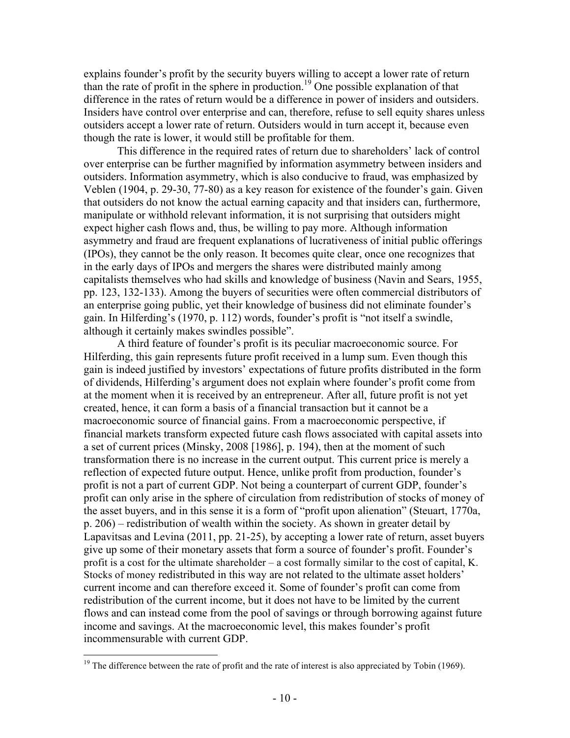explains founder's profit by the security buyers willing to accept a lower rate of return than the rate of profit in the sphere in production.[19] One possible explanation of that difference in the rates of return would be a difference in power of insiders and outsiders. Insiders have control over enterprise and can, therefore, refuse to sell equity shares unless outsiders accept a lower rate of return. Outsiders would in turn accept it, because even though the rate is lower, it would still be profitable for them.

This difference in the required rates of return due to shareholders' lack of control over enterprise can be further magnified by information asymmetry between insiders and outsiders. Information asymmetry, which is also conducive to fraud, was emphasized by Veblen (1904, p. 29-30, 77-80) as a key reason for existence of the founder's gain. Given that outsiders do not know the actual earning capacity and that insiders can, furthermore, manipulate or withhold relevant information, it is not surprising that outsiders might expect higher cash flows and, thus, be willing to pay more. Although information asymmetry and fraud are frequent explanations of lucrativeness of initial public offerings (IPOs), they cannot be the only reason. It becomes quite clear, once one recognizes that in the early days of IPOs and mergers the shares were distributed mainly among capitalists themselves who had skills and knowledge of business (Navin and Sears, 1955, pp. 123, 132-133). Among the buyers of securities were often commercial distributors of an enterprise going public, yet their knowledge of business did not eliminate founder's gain. In Hilferding's (1970, p. 112) words, founder's profit is "not itself a swindle, although it certainly makes swindles possible".

A third feature of founder's profit is its peculiar macroeconomic source. For Hilferding, this gain represents future profit received in a lump sum. Even though this gain is indeed justified by investors' expectations of future profits distributed in the form of dividends, Hilferding's argument does not explain where founder's profit come from at the moment when it is received by an entrepreneur. After all, future profit is not yet created, hence, it can form a basis of a financial transaction but it cannot be a macroeconomic source of financial gains. From a macroeconomic perspective, if financial markets transform expected future cash flows associated with capital assets into a set of current prices (Minsky, 2008 [1986], p. 194), then at the moment of such transformation there is no increase in the current output. This current price is merely a reflection of expected future output. Hence, unlike profit from production, founder's profit is not a part of current GDP. Not being a counterpart of current GDP, founder's profit can only arise in the sphere of circulation from redistribution of stocks of money of the asset buyers, and in this sense it is a form of "profit upon alienation" (Steuart, 1770a, p. 206) – redistribution of wealth within the society. As shown in greater detail by Lapavitsas and Levina (2011, pp. 21-25), by accepting a lower rate of return, asset buyers give up some of their monetary assets that form a source of founder's profit. Founder's profit is a cost for the ultimate shareholder – a cost formally similar to the cost of capital, K. Stocks of money redistributed in this way are not related to the ultimate asset holders' current income and can therefore exceed it. Some of founder's profit can come from redistribution of the current income, but it does not have to be limited by the current flows and can instead come from the pool of savings or through borrowing against future income and savings. At the macroeconomic level, this makes founder's profit incommensurable with current GDP.

[19] The difference between the rate of profit and the rate of interest is also appreciated by Tobin (1969).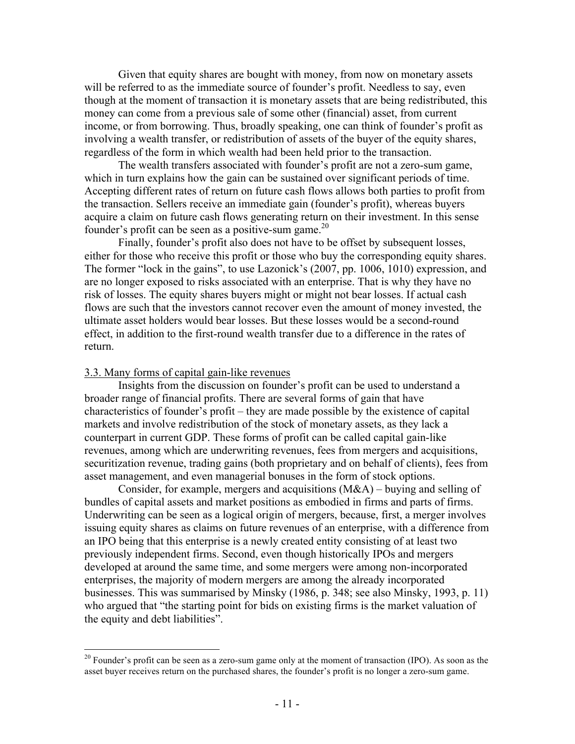Given that equity shares are bought with money, from now on monetary assets will be referred to as the immediate source of founder's profit. Needless to say, even though at the moment of transaction it is monetary assets that are being redistributed, this money can come from a previous sale of some other (financial) asset, from current income, or from borrowing. Thus, broadly speaking, one can think of founder's profit as involving a wealth transfer, or redistribution of assets of the buyer of the equity shares, regardless of the form in which wealth had been held prior to the transaction.

The wealth transfers associated with founder's profit are not a zero-sum game, which in turn explains how the gain can be sustained over significant periods of time. Accepting different rates of return on future cash flows allows both parties to profit from the transaction. Sellers receive an immediate gain (founder's profit), whereas buyers acquire a claim on future cash flows generating return on their investment. In this sense founder's profit can be seen as a positive-sum game.[20]

Finally, founder's profit also does not have to be offset by subsequent losses, either for those who receive this profit or those who buy the corresponding equity shares. The former "lock in the gains", to use Lazonick's (2007, pp. 1006, 1010) expression, and are no longer exposed to risks associated with an enterprise. That is why they have no risk of losses. The equity shares buyers might or might not bear losses. If actual cash flows are such that the investors cannot recover even the amount of money invested, the ultimate asset holders would bear losses. But these losses would be a second-round effect, in addition to the first-round wealth transfer due to a difference in the rates of return.

### 3.3. Many forms of capital gain-like revenues

Insights from the discussion on founder's profit can be used to understand a broader range of financial profits. There are several forms of gain that have characteristics of founder's profit – they are made possible by the existence of capital markets and involve redistribution of the stock of monetary assets, as they lack a counterpart in current GDP. These forms of profit can be called capital gain-like revenues, among which are underwriting revenues, fees from mergers and acquisitions, securitization revenue, trading gains (both proprietary and on behalf of clients), fees from asset management, and even managerial bonuses in the form of stock options.

Consider, for example, mergers and acquisitions (M&A) – buying and selling of bundles of capital assets and market positions as embodied in firms and parts of firms. Underwriting can be seen as a logical origin of mergers, because, first, a merger involves issuing equity shares as claims on future revenues of an enterprise, with a difference from an IPO being that this enterprise is a newly created entity consisting of at least two previously independent firms. Second, even though historically IPOs and mergers developed at around the same time, and some mergers were among non-incorporated enterprises, the majority of modern mergers are among the already incorporated businesses. This was summarised by Minsky (1986, p. 348; see also Minsky, 1993, p. 11) who argued that "the starting point for bids on existing firms is the market valuation of the equity and debt liabilities".

[20] Founder's profit can be seen as a zero-sum game only at the moment of transaction (IPO). As soon as the asset buyer receives return on the purchased shares, the founder's profit is no longer a zero-sum game.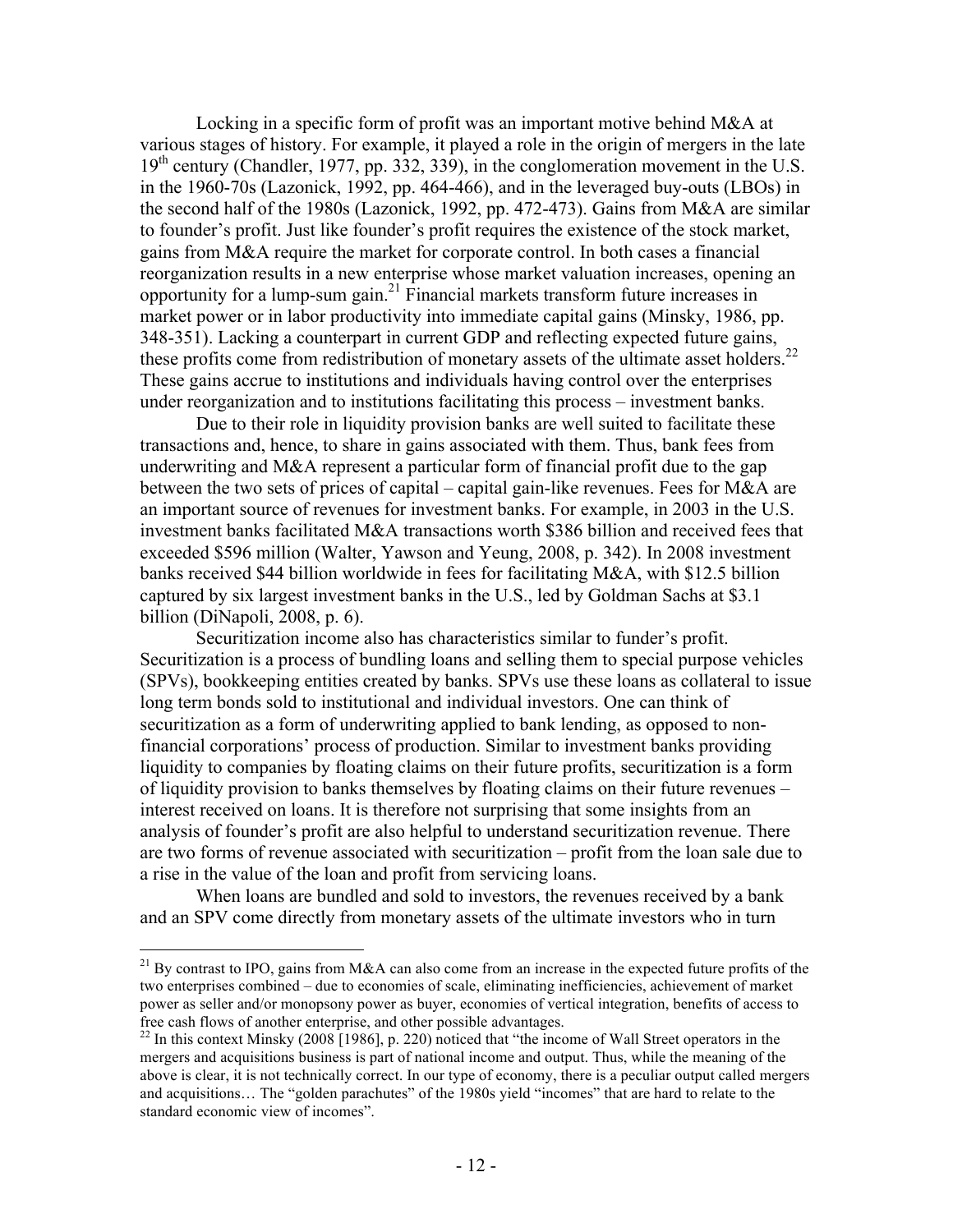Locking in a specific form of profit was an important motive behind M&A at various stages of history. For example, it played a role in the origin of mergers in the late 19th century (Chandler, 1977, pp. 332, 339), in the conglomeration movement in the U.S. in the 1960-70s (Lazonick, 1992, pp. 464-466), and in the leveraged buy-outs (LBOs) in the second half of the 1980s (Lazonick, 1992, pp. 472-473). Gains from M&A are similar to founder's profit. Just like founder's profit requires the existence of the stock market, gains from M&A require the market for corporate control. In both cases a financial reorganization results in a new enterprise whose market valuation increases, opening an opportunity for a lump-sum gain.[21] Financial markets transform future increases in market power or in labor productivity into immediate capital gains (Minsky, 1986, pp. 348-351). Lacking a counterpart in current GDP and reflecting expected future gains, these profits come from redistribution of monetary assets of the ultimate asset holders.[22] These gains accrue to institutions and individuals having control over the enterprises under reorganization and to institutions facilitating this process – investment banks.

Due to their role in liquidity provision banks are well suited to facilitate these transactions and, hence, to share in gains associated with them. Thus, bank fees from underwriting and M&A represent a particular form of financial profit due to the gap between the two sets of prices of capital – capital gain-like revenues. Fees for M&A are an important source of revenues for investment banks. For example, in 2003 in the U.S. investment banks facilitated M&A transactions worth $386 billion and received fees that exceeded $596 million (Walter, Yawson and Yeung, 2008, p. 342). In 2008 investment banks received $44 billion worldwide in fees for facilitating M&A, with $12.5 billion captured by six largest investment banks in the U.S., led by Goldman Sachs at $3.1 billion (DiNapoli, 2008, p. 6).

Securitization income also has characteristics similar to funder's profit. Securitization is a process of bundling loans and selling them to special purpose vehicles (SPVs), bookkeeping entities created by banks. SPVs use these loans as collateral to issue long term bonds sold to institutional and individual investors. One can think of securitization as a form of underwriting applied to bank lending, as opposed to non-financial corporations' process of production. Similar to investment banks providing liquidity to companies by floating claims on their future profits, securitization is a form of liquidity provision to banks themselves by floating claims on their future revenues – interest received on loans. It is therefore not surprising that some insights from an analysis of founder's profit are also helpful to understand securitization revenue. There are two forms of revenue associated with securitization – profit from the loan sale due to a rise in the value of the loan and profit from servicing loans.

When loans are bundled and sold to investors, the revenues received by a bank and an SPV come directly from monetary assets of the ultimate investors who in turn

---

[21] By contrast to IPO, gains from M&A can also come from an increase in the expected future profits of the two enterprises combined – due to economies of scale, eliminating inefficiencies, achievement of market power as seller and/or monopsony power as buyer, economies of vertical integration, benefits of access to free cash flows of another enterprise, and other possible advantages.

[22] In this context Minsky (2008 [1986], p. 220) noticed that "the income of Wall Street operators in the mergers and acquisitions business is part of national income and output. Thus, while the meaning of the above is clear, it is not technically correct. In our type of economy, there is a peculiar output called mergers and acquisitions… The "golden parachutes" of the 1980s yield "incomes" that are hard to relate to the standard economic view of incomes".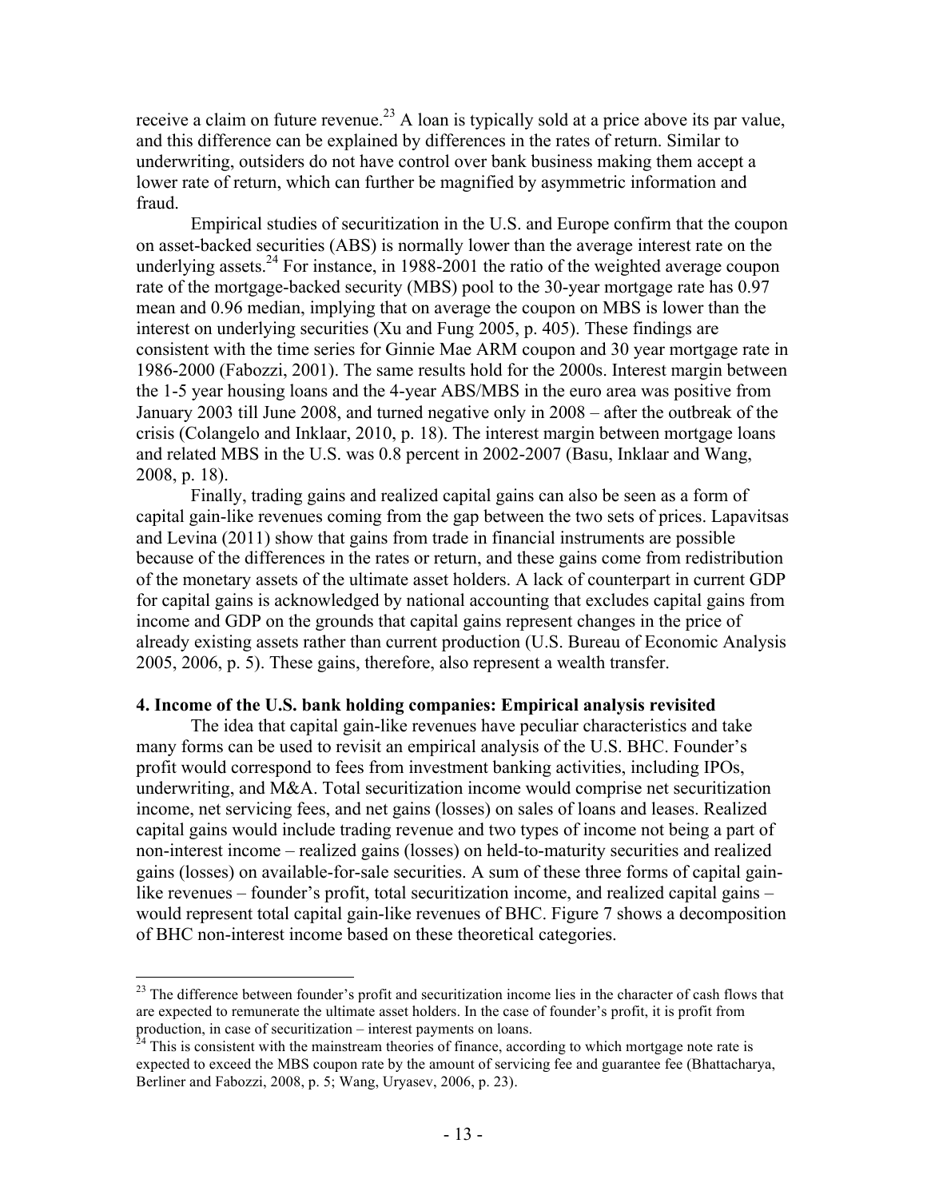receive a claim on future revenue.[23] A loan is typically sold at a price above its par value, and this difference can be explained by differences in the rates of return. Similar to underwriting, outsiders do not have control over bank business making them accept a lower rate of return, which can further be magnified by asymmetric information and fraud.

Empirical studies of securitization in the U.S. and Europe confirm that the coupon on asset-backed securities (ABS) is normally lower than the average interest rate on the underlying assets.[24] For instance, in 1988-2001 the ratio of the weighted average coupon rate of the mortgage-backed security (MBS) pool to the 30-year mortgage rate has 0.97 mean and 0.96 median, implying that on average the coupon on MBS is lower than the interest on underlying securities (Xu and Fung 2005, p. 405). These findings are consistent with the time series for Ginnie Mae ARM coupon and 30 year mortgage rate in 1986-2000 (Fabozzi, 2001). The same results hold for the 2000s. Interest margin between the 1-5 year housing loans and the 4-year ABS/MBS in the euro area was positive from January 2003 till June 2008, and turned negative only in 2008 – after the outbreak of the crisis (Colangelo and Inklaar, 2010, p. 18). The interest margin between mortgage loans and related MBS in the U.S. was 0.8 percent in 2002-2007 (Basu, Inklaar and Wang, 2008, p. 18).

Finally, trading gains and realized capital gains can also be seen as a form of capital gain-like revenues coming from the gap between the two sets of prices. Lapavitsas and Levina (2011) show that gains from trade in financial instruments are possible because of the differences in the rates or return, and these gains come from redistribution of the monetary assets of the ultimate asset holders. A lack of counterpart in current GDP for capital gains is acknowledged by national accounting that excludes capital gains from income and GDP on the grounds that capital gains represent changes in the price of already existing assets rather than current production (U.S. Bureau of Economic Analysis 2005, 2006, p. 5). These gains, therefore, also represent a wealth transfer.

## 4. Income of the U.S. bank holding companies: Empirical analysis revisited

The idea that capital gain-like revenues have peculiar characteristics and take many forms can be used to revisit an empirical analysis of the U.S. BHC. Founder's profit would correspond to fees from investment banking activities, including IPOs, underwriting, and M&A. Total securitization income would comprise net securitization income, net servicing fees, and net gains (losses) on sales of loans and leases. Realized capital gains would include trading revenue and two types of income not being a part of non-interest income – realized gains (losses) on held-to-maturity securities and realized gains (losses) on available-for-sale securities. A sum of these three forms of capital gain-like revenues – founder's profit, total securitization income, and realized capital gains – would represent total capital gain-like revenues of BHC. Figure 7 shows a decomposition of BHC non-interest income based on these theoretical categories.

[23] The difference between founder's profit and securitization income lies in the character of cash flows that are expected to remunerate the ultimate asset holders. In the case of founder's profit, it is profit from production, in case of securitization – interest payments on loans.

[24] This is consistent with the mainstream theories of finance, according to which mortgage note rate is expected to exceed the MBS coupon rate by the amount of servicing fee and guarantee fee (Bhattacharya, Berliner and Fabozzi, 2008, p. 5; Wang, Uryasev, 2006, p. 23).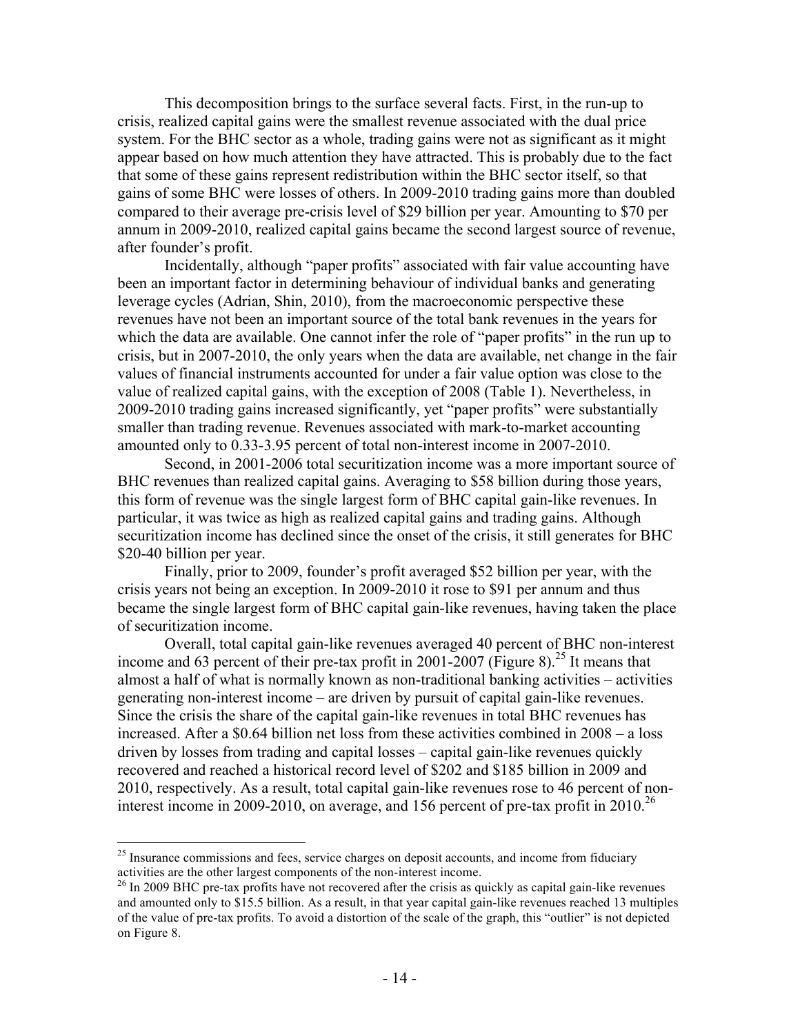This decomposition brings to the surface several facts. First, in the run-up to crisis, realized capital gains were the smallest revenue associated with the dual price system. For the BHC sector as a whole, trading gains were not as significant as it might appear based on how much attention they have attracted. This is probably due to the fact that some of these gains represent redistribution within the BHC sector itself, so that gains of some BHC were losses of others. In 2009-2010 trading gains more than doubled compared to their average pre-crisis level of $29 billion per year. Amounting to $70 per annum in 2009-2010, realized capital gains became the second largest source of revenue, after founder's profit.

Incidentally, although "paper profits" associated with fair value accounting have been an important factor in determining behaviour of individual banks and generating leverage cycles (Adrian, Shin, 2010), from the macroeconomic perspective these revenues have not been an important source of the total bank revenues in the years for which the data are available. One cannot infer the role of "paper profits" in the run up to crisis, but in 2007-2010, the only years when the data are available, net change in the fair values of financial instruments accounted for under a fair value option was close to the value of realized capital gains, with the exception of 2008 (Table 1). Nevertheless, in 2009-2010 trading gains increased significantly, yet "paper profits" were substantially smaller than trading revenue. Revenues associated with mark-to-market accounting amounted only to 0.33-3.95 percent of total non-interest income in 2007-2010.

Second, in 2001-2006 total securitization income was a more important source of BHC revenues than realized capital gains. Averaging to $58 billion during those years, this form of revenue was the single largest form of BHC capital gain-like revenues. In particular, it was twice as high as realized capital gains and trading gains. Although securitization income has declined since the onset of the crisis, it still generates for BHC $20-40 billion per year.

Finally, prior to 2009, founder's profit averaged $52 billion per year, with the crisis years not being an exception. In 2009-2010 it rose to $91 per annum and thus became the single largest form of BHC capital gain-like revenues, having taken the place of securitization income.

Overall, total capital gain-like revenues averaged 40 percent of BHC non-interest income and 63 percent of their pre-tax profit in 2001-2007 (Figure 8).[25] It means that almost a half of what is normally known as non-traditional banking activities – activities generating non-interest income – are driven by pursuit of capital gain-like revenues. Since the crisis the share of the capital gain-like revenues in total BHC revenues has increased. After a $0.64 billion net loss from these activities combined in 2008 – a loss driven by losses from trading and capital losses – capital gain-like revenues quickly recovered and reached a historical record level of $202 and $185 billion in 2009 and 2010, respectively. As a result, total capital gain-like revenues rose to 46 percent of non-interest income in 2009-2010, on average, and 156 percent of pre-tax profit in 2010.[26]

---

[25] Insurance commissions and fees, service charges on deposit accounts, and income from fiduciary activities are the other largest components of the non-interest income.

[26] In 2009 BHC pre-tax profits have not recovered after the crisis as quickly as capital gain-like revenues and amounted only to $15.5 billion. As a result, in that year capital gain-like revenues reached 13 multiples of the value of pre-tax profits. To avoid a distortion of the scale of the graph, this "outlier" is not depicted on Figure 8.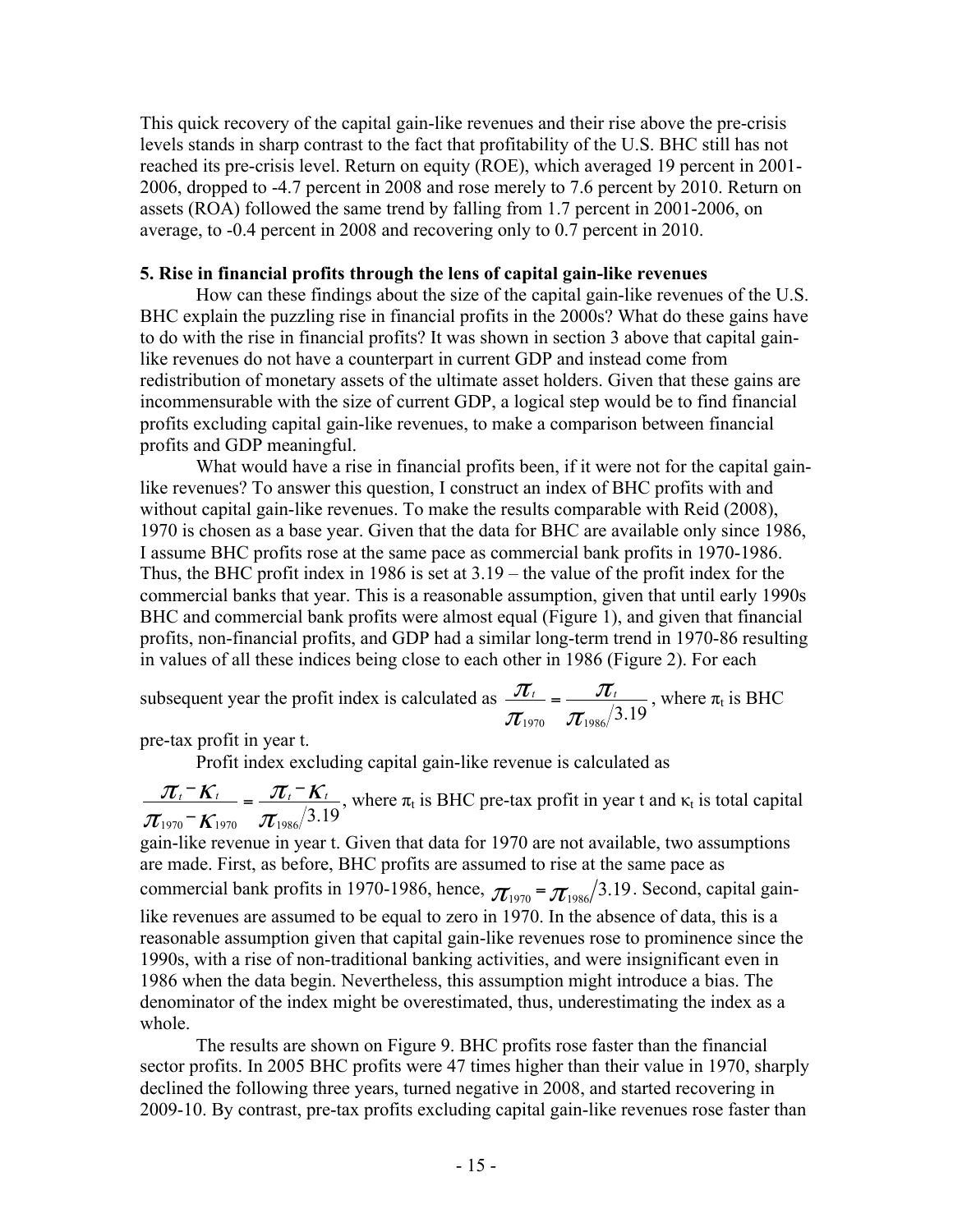This quick recovery of the capital gain-like revenues and their rise above the pre-crisis levels stands in sharp contrast to the fact that profitability of the U.S. BHC still has not reached its pre-crisis level. Return on equity (ROE), which averaged 19 percent in 2001-2006, dropped to -4.7 percent in 2008 and rose merely to 7.6 percent by 2010. Return on assets (ROA) followed the same trend by falling from 1.7 percent in 2001-2006, on average, to -0.4 percent in 2008 and recovering only to 0.7 percent in 2010.

**5. Rise in financial profits through the lens of capital gain-like revenues**

How can these findings about the size of the capital gain-like revenues of the U.S. BHC explain the puzzling rise in financial profits in the 2000s? What do these gains have to do with the rise in financial profits? It was shown in section 3 above that capital gain-like revenues do not have a counterpart in current GDP and instead come from redistribution of monetary assets of the ultimate asset holders. Given that these gains are incommensurable with the size of current GDP, a logical step would be to find financial profits excluding capital gain-like revenues, to make a comparison between financial profits and GDP meaningful.

What would have a rise in financial profits been, if it were not for the capital gain-like revenues? To answer this question, I construct an index of BHC profits with and without capital gain-like revenues. To make the results comparable with Reid (2008), 1970 is chosen as a base year. Given that the data for BHC are available only since 1986, I assume BHC profits rose at the same pace as commercial bank profits in 1970-1986. Thus, the BHC profit index in 1986 is set at 3.19 – the value of the profit index for the commercial banks that year. This is a reasonable assumption, given that until early 1990s BHC and commercial bank profits were almost equal (Figure 1), and given that financial profits, non-financial profits, and GDP had a similar long-term trend in 1970-86 resulting in values of all these indices being close to each other in 1986 (Figure 2). For each subsequent year the profit index is calculated as $\frac{\pi_t}{\pi_{1970}} = \frac{\pi_t}{\pi_{1986}/3.19}$, where $\pi_t$ is BHC pre-tax profit in year t.

Profit index excluding capital gain-like revenue is calculated as

$\frac{\pi_t - \kappa_t}{\pi_{1970} - \kappa_{1970}} = \frac{\pi_t - \kappa_t}{\pi_{1986}/3.19}$, where $\pi_t$ is BHC pre-tax profit in year t and $\kappa_t$ is total capital gain-like revenue in year t. Given that data for 1970 are not available, two assumptions are made. First, as before, BHC profits are assumed to rise at the same pace as commercial bank profits in 1970-1986, hence, $\pi_{1970} = \pi_{1986}/3.19$. Second, capital gain-like revenues are assumed to be equal to zero in 1970. In the absence of data, this is a reasonable assumption given that capital gain-like revenues rose to prominence since the 1990s, with a rise of non-traditional banking activities, and were insignificant even in 1986 when the data begin. Nevertheless, this assumption might introduce a bias. The denominator of the index might be overestimated, thus, underestimating the index as a whole.

The results are shown on Figure 9. BHC profits rose faster than the financial sector profits. In 2005 BHC profits were 47 times higher than their value in 1970, sharply declined the following three years, turned negative in 2008, and started recovering in 2009-10. By contrast, pre-tax profits excluding capital gain-like revenues rose faster than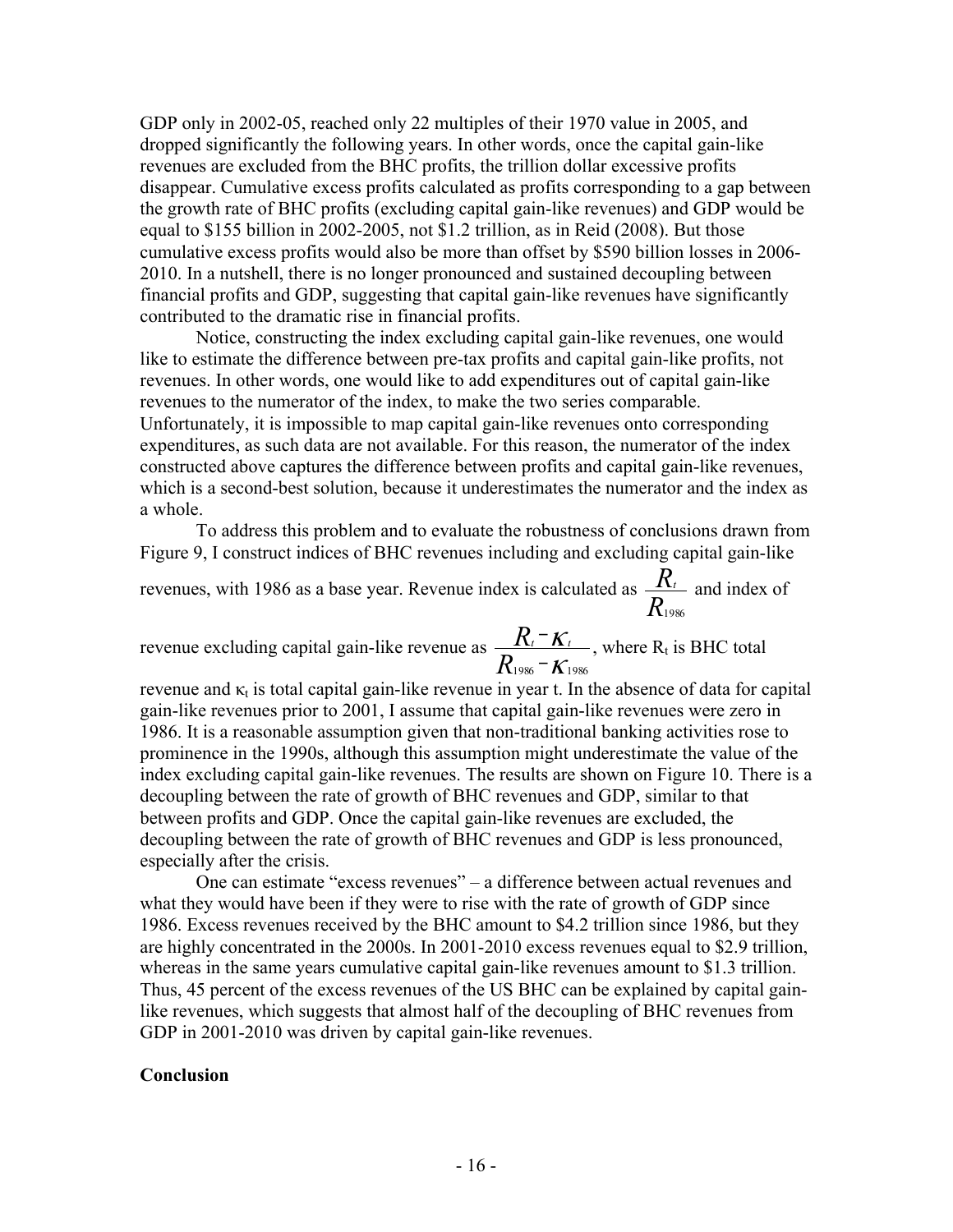GDP only in 2002-05, reached only 22 multiples of their 1970 value in 2005, and dropped significantly the following years. In other words, once the capital gain-like revenues are excluded from the BHC profits, the trillion dollar excessive profits disappear. Cumulative excess profits calculated as profits corresponding to a gap between the growth rate of BHC profits (excluding capital gain-like revenues) and GDP would be equal to \$155 billion in 2002-2005, not \$1.2 trillion, as in Reid (2008). But those cumulative excess profits would also be more than offset by \$590 billion losses in 2006-2010. In a nutshell, there is no longer pronounced and sustained decoupling between financial profits and GDP, suggesting that capital gain-like revenues have significantly contributed to the dramatic rise in financial profits.

Notice, constructing the index excluding capital gain-like revenues, one would like to estimate the difference between pre-tax profits and capital gain-like profits, not revenues. In other words, one would like to add expenditures out of capital gain-like revenues to the numerator of the index, to make the two series comparable. Unfortunately, it is impossible to map capital gain-like revenues onto corresponding expenditures, as such data are not available. For this reason, the numerator of the index constructed above captures the difference between profits and capital gain-like revenues, which is a second-best solution, because it underestimates the numerator and the index as a whole.

To address this problem and to evaluate the robustness of conclusions drawn from Figure 9, I construct indices of BHC revenues including and excluding capital gain-like revenues, with 1986 as a base year. Revenue index is calculated as $\frac{R_t}{R_{1986}}$ and index of revenue excluding capital gain-like revenue as $\frac{R_t - \kappa_t}{R_{1986} - \kappa_{1986}}$, where $R_t$ is BHC total revenue and $\kappa_t$ is total capital gain-like revenue in year t. In the absence of data for capital gain-like revenues prior to 2001, I assume that capital gain-like revenues were zero in 1986. It is a reasonable assumption given that non-traditional banking activities rose to prominence in the 1990s, although this assumption might underestimate the value of the index excluding capital gain-like revenues. The results are shown on Figure 10. There is a decoupling between the rate of growth of BHC revenues and GDP, similar to that between profits and GDP. Once the capital gain-like revenues are excluded, the decoupling between the rate of growth of BHC revenues and GDP is less pronounced, especially after the crisis.

One can estimate "excess revenues" – a difference between actual revenues and what they would have been if they were to rise with the rate of growth of GDP since 1986. Excess revenues received by the BHC amount to \$4.2 trillion since 1986, but they are highly concentrated in the 2000s. In 2001-2010 excess revenues equal to \$2.9 trillion, whereas in the same years cumulative capital gain-like revenues amount to \$1.3 trillion. Thus, 45 percent of the excess revenues of the US BHC can be explained by capital gain-like revenues, which suggests that almost half of the decoupling of BHC revenues from GDP in 2001-2010 was driven by capital gain-like revenues.

**Conclusion**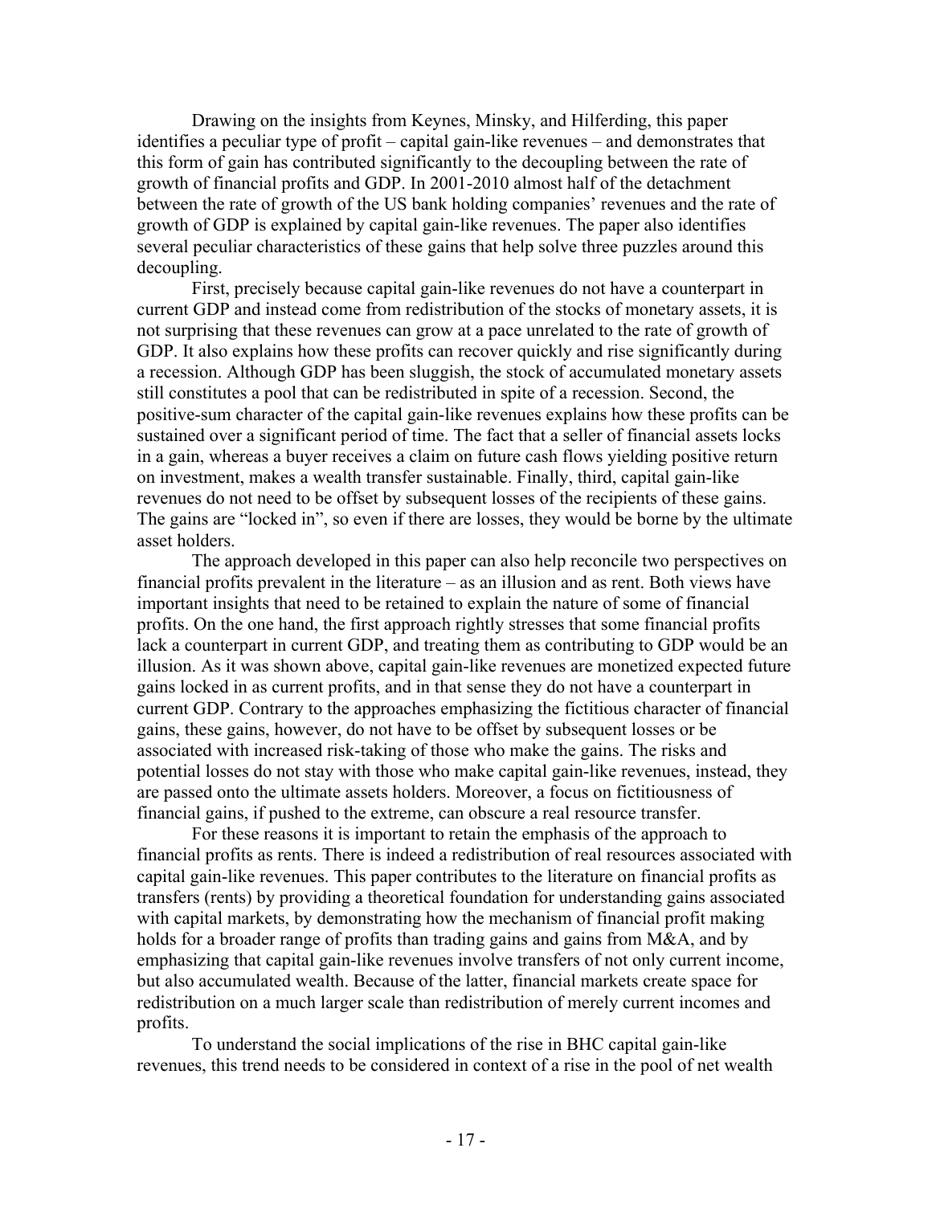Drawing on the insights from Keynes, Minsky, and Hilferding, this paper identifies a peculiar type of profit – capital gain-like revenues – and demonstrates that this form of gain has contributed significantly to the decoupling between the rate of growth of financial profits and GDP. In 2001-2010 almost half of the detachment between the rate of growth of the US bank holding companies' revenues and the rate of growth of GDP is explained by capital gain-like revenues. The paper also identifies several peculiar characteristics of these gains that help solve three puzzles around this decoupling.

First, precisely because capital gain-like revenues do not have a counterpart in current GDP and instead come from redistribution of the stocks of monetary assets, it is not surprising that these revenues can grow at a pace unrelated to the rate of growth of GDP. It also explains how these profits can recover quickly and rise significantly during a recession. Although GDP has been sluggish, the stock of accumulated monetary assets still constitutes a pool that can be redistributed in spite of a recession. Second, the positive-sum character of the capital gain-like revenues explains how these profits can be sustained over a significant period of time. The fact that a seller of financial assets locks in a gain, whereas a buyer receives a claim on future cash flows yielding positive return on investment, makes a wealth transfer sustainable. Finally, third, capital gain-like revenues do not need to be offset by subsequent losses of the recipients of these gains. The gains are "locked in", so even if there are losses, they would be borne by the ultimate asset holders.

The approach developed in this paper can also help reconcile two perspectives on financial profits prevalent in the literature – as an illusion and as rent. Both views have important insights that need to be retained to explain the nature of some of financial profits. On the one hand, the first approach rightly stresses that some financial profits lack a counterpart in current GDP, and treating them as contributing to GDP would be an illusion. As it was shown above, capital gain-like revenues are monetized expected future gains locked in as current profits, and in that sense they do not have a counterpart in current GDP. Contrary to the approaches emphasizing the fictitious character of financial gains, these gains, however, do not have to be offset by subsequent losses or be associated with increased risk-taking of those who make the gains. The risks and potential losses do not stay with those who make capital gain-like revenues, instead, they are passed onto the ultimate assets holders. Moreover, a focus on fictitiousness of financial gains, if pushed to the extreme, can obscure a real resource transfer.

For these reasons it is important to retain the emphasis of the approach to financial profits as rents. There is indeed a redistribution of real resources associated with capital gain-like revenues. This paper contributes to the literature on financial profits as transfers (rents) by providing a theoretical foundation for understanding gains associated with capital markets, by demonstrating how the mechanism of financial profit making holds for a broader range of profits than trading gains and gains from M&A, and by emphasizing that capital gain-like revenues involve transfers of not only current income, but also accumulated wealth. Because of the latter, financial markets create space for redistribution on a much larger scale than redistribution of merely current incomes and profits.

To understand the social implications of the rise in BHC capital gain-like revenues, this trend needs to be considered in context of a rise in the pool of net wealth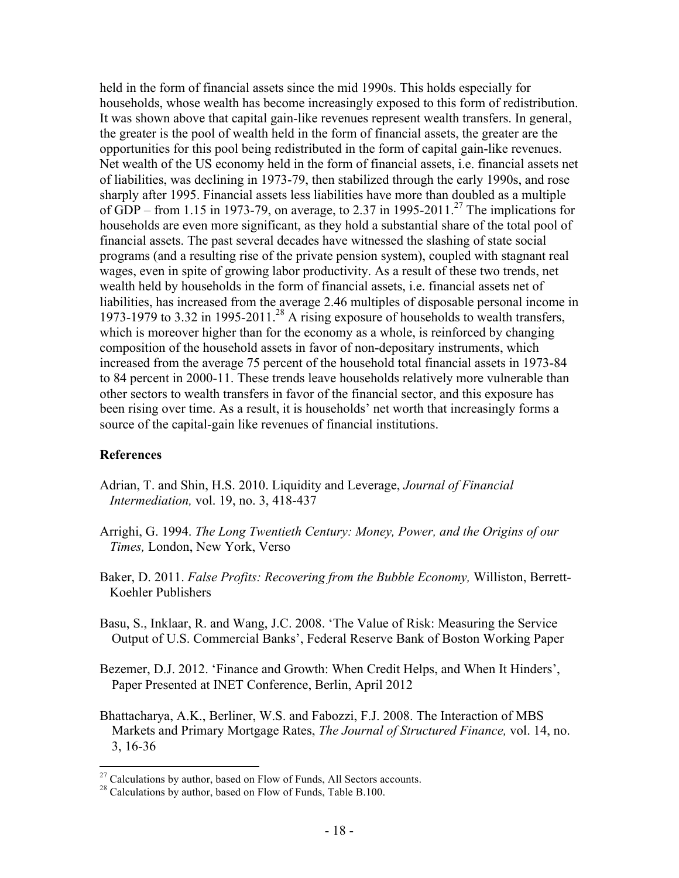held in the form of financial assets since the mid 1990s. This holds especially for households, whose wealth has become increasingly exposed to this form of redistribution. It was shown above that capital gain-like revenues represent wealth transfers. In general, the greater is the pool of wealth held in the form of financial assets, the greater are the opportunities for this pool being redistributed in the form of capital gain-like revenues. Net wealth of the US economy held in the form of financial assets, i.e. financial assets net of liabilities, was declining in 1973-79, then stabilized through the early 1990s, and rose sharply after 1995. Financial assets less liabilities have more than doubled as a multiple of GDP – from 1.15 in 1973-79, on average, to 2.37 in 1995-2011.[27] The implications for households are even more significant, as they hold a substantial share of the total pool of financial assets. The past several decades have witnessed the slashing of state social programs (and a resulting rise of the private pension system), coupled with stagnant real wages, even in spite of growing labor productivity. As a result of these two trends, net wealth held by households in the form of financial assets, i.e. financial assets net of liabilities, has increased from the average 2.46 multiples of disposable personal income in 1973-1979 to 3.32 in 1995-2011.[28] A rising exposure of households to wealth transfers, which is moreover higher than for the economy as a whole, is reinforced by changing composition of the household assets in favor of non-depositary instruments, which increased from the average 75 percent of the household total financial assets in 1973-84 to 84 percent in 2000-11. These trends leave households relatively more vulnerable than other sectors to wealth transfers in favor of the financial sector, and this exposure has been rising over time. As a result, it is households' net worth that increasingly forms a source of the capital-gain like revenues of financial institutions.

## References

Adrian, T. and Shin, H.S. 2010. Liquidity and Leverage, *Journal of Financial Intermediation,* vol. 19, no. 3, 418-437

Arrighi, G. 1994. *The Long Twentieth Century: Money, Power, and the Origins of our Times,* London, New York, Verso

Baker, D. 2011. *False Profits: Recovering from the Bubble Economy,* Williston, Berrett-Koehler Publishers

Basu, S., Inklaar, R. and Wang, J.C. 2008. 'The Value of Risk: Measuring the Service Output of U.S. Commercial Banks', Federal Reserve Bank of Boston Working Paper

Bezemer, D.J. 2012. 'Finance and Growth: When Credit Helps, and When It Hinders', Paper Presented at INET Conference, Berlin, April 2012

Bhattacharya, A.K., Berliner, W.S. and Fabozzi, F.J. 2008. The Interaction of MBS Markets and Primary Mortgage Rates, *The Journal of Structured Finance,* vol. 14, no. 3, 16-36

[27] Calculations by author, based on Flow of Funds, All Sectors accounts.

[28] Calculations by author, based on Flow of Funds, Table B.100.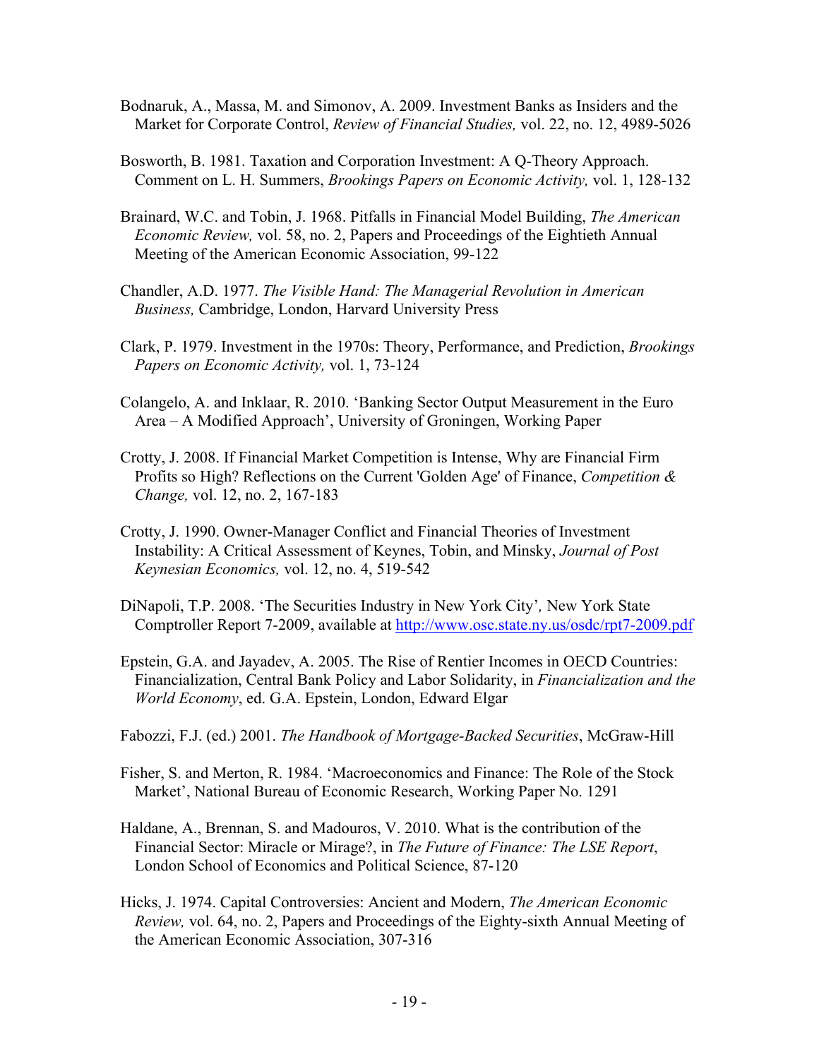Bodnaruk, A., Massa, M. and Simonov, A. 2009. Investment Banks as Insiders and the Market for Corporate Control, *Review of Financial Studies,* vol. 22, no. 12, 4989-5026

Bosworth, B. 1981. Taxation and Corporation Investment: A Q-Theory Approach. Comment on L. H. Summers, *Brookings Papers on Economic Activity,* vol. 1, 128-132

Brainard, W.C. and Tobin, J. 1968. Pitfalls in Financial Model Building, *The American Economic Review,* vol. 58, no. 2, Papers and Proceedings of the Eightieth Annual Meeting of the American Economic Association, 99-122

Chandler, A.D. 1977. *The Visible Hand: The Managerial Revolution in American Business,* Cambridge, London, Harvard University Press

Clark, P. 1979. Investment in the 1970s: Theory, Performance, and Prediction, *Brookings Papers on Economic Activity,* vol. 1, 73-124

Colangelo, A. and Inklaar, R. 2010. 'Banking Sector Output Measurement in the Euro Area – A Modified Approach', University of Groningen, Working Paper

Crotty, J. 2008. If Financial Market Competition is Intense, Why are Financial Firm Profits so High? Reflections on the Current 'Golden Age' of Finance, *Competition & Change,* vol. 12, no. 2, 167-183

Crotty, J. 1990. Owner-Manager Conflict and Financial Theories of Investment Instability: A Critical Assessment of Keynes, Tobin, and Minsky, *Journal of Post Keynesian Economics,* vol. 12, no. 4, 519-542

DiNapoli, T.P. 2008. 'The Securities Industry in New York City', New York State Comptroller Report 7-2009, available at http://www.osc.state.ny.us/osdc/rpt7-2009.pdf

Epstein, G.A. and Jayadev, A. 2005. The Rise of Rentier Incomes in OECD Countries: Financialization, Central Bank Policy and Labor Solidarity, in *Financialization and the World Economy*, ed. G.A. Epstein, London, Edward Elgar

Fabozzi, F.J. (ed.) 2001. *The Handbook of Mortgage-Backed Securities*, McGraw-Hill

Fisher, S. and Merton, R. 1984. 'Macroeconomics and Finance: The Role of the Stock Market', National Bureau of Economic Research, Working Paper No. 1291

Haldane, A., Brennan, S. and Madouros, V. 2010. What is the contribution of the Financial Sector: Miracle or Mirage?, in *The Future of Finance: The LSE Report*, London School of Economics and Political Science, 87-120

Hicks, J. 1974. Capital Controversies: Ancient and Modern, *The American Economic Review,* vol. 64, no. 2, Papers and Proceedings of the Eighty-sixth Annual Meeting of the American Economic Association, 307-316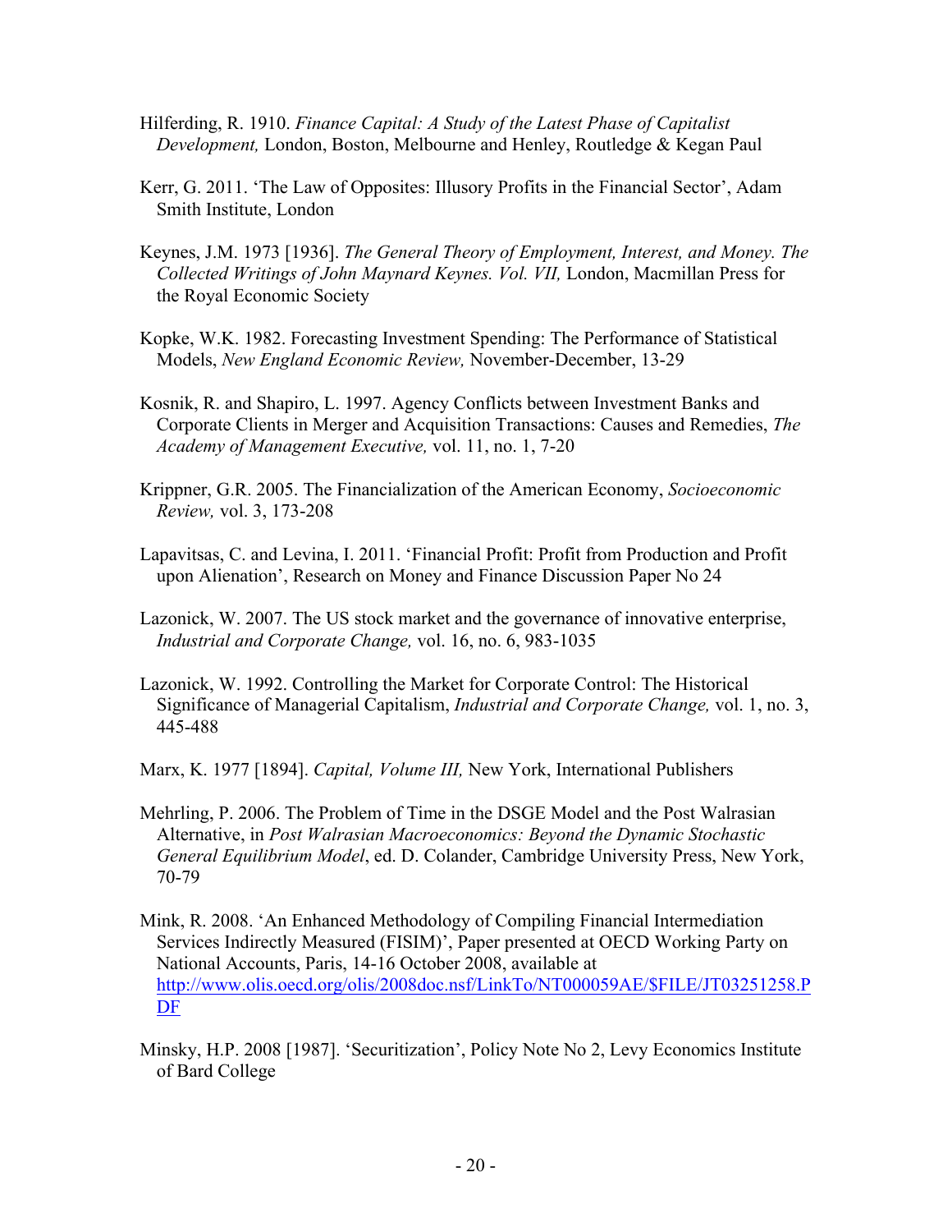Hilferding, R. 1910. *Finance Capital: A Study of the Latest Phase of Capitalist Development,* London, Boston, Melbourne and Henley, Routledge & Kegan Paul

Kerr, G. 2011. 'The Law of Opposites: Illusory Profits in the Financial Sector', Adam Smith Institute, London

Keynes, J.M. 1973 [1936]. *The General Theory of Employment, Interest, and Money. The Collected Writings of John Maynard Keynes. Vol. VII,* London, Macmillan Press for the Royal Economic Society

Kopke, W.K. 1982. Forecasting Investment Spending: The Performance of Statistical Models, *New England Economic Review,* November-December, 13-29

Kosnik, R. and Shapiro, L. 1997. Agency Conflicts between Investment Banks and Corporate Clients in Merger and Acquisition Transactions: Causes and Remedies, *The Academy of Management Executive,* vol. 11, no. 1, 7-20

Krippner, G.R. 2005. The Financialization of the American Economy, *Socioeconomic Review,* vol. 3, 173-208

Lapavitsas, C. and Levina, I. 2011. 'Financial Profit: Profit from Production and Profit upon Alienation', Research on Money and Finance Discussion Paper No 24

Lazonick, W. 2007. The US stock market and the governance of innovative enterprise, *Industrial and Corporate Change,* vol. 16, no. 6, 983-1035

Lazonick, W. 1992. Controlling the Market for Corporate Control: The Historical Significance of Managerial Capitalism, *Industrial and Corporate Change,* vol. 1, no. 3, 445-488

Marx, K. 1977 [1894]. *Capital, Volume III,* New York, International Publishers

Mehrling, P. 2006. The Problem of Time in the DSGE Model and the Post Walrasian Alternative, in *Post Walrasian Macroeconomics: Beyond the Dynamic Stochastic General Equilibrium Model*, ed. D. Colander, Cambridge University Press, New York, 70-79

Mink, R. 2008. 'An Enhanced Methodology of Compiling Financial Intermediation Services Indirectly Measured (FISIM)', Paper presented at OECD Working Party on National Accounts, Paris, 14-16 October 2008, available at http://www.olis.oecd.org/olis/2008doc.nsf/LinkTo/NT000059AE/$FILE/JT03251258.PDF

Minsky, H.P. 2008 [1987]. 'Securitization', Policy Note No 2, Levy Economics Institute of Bard College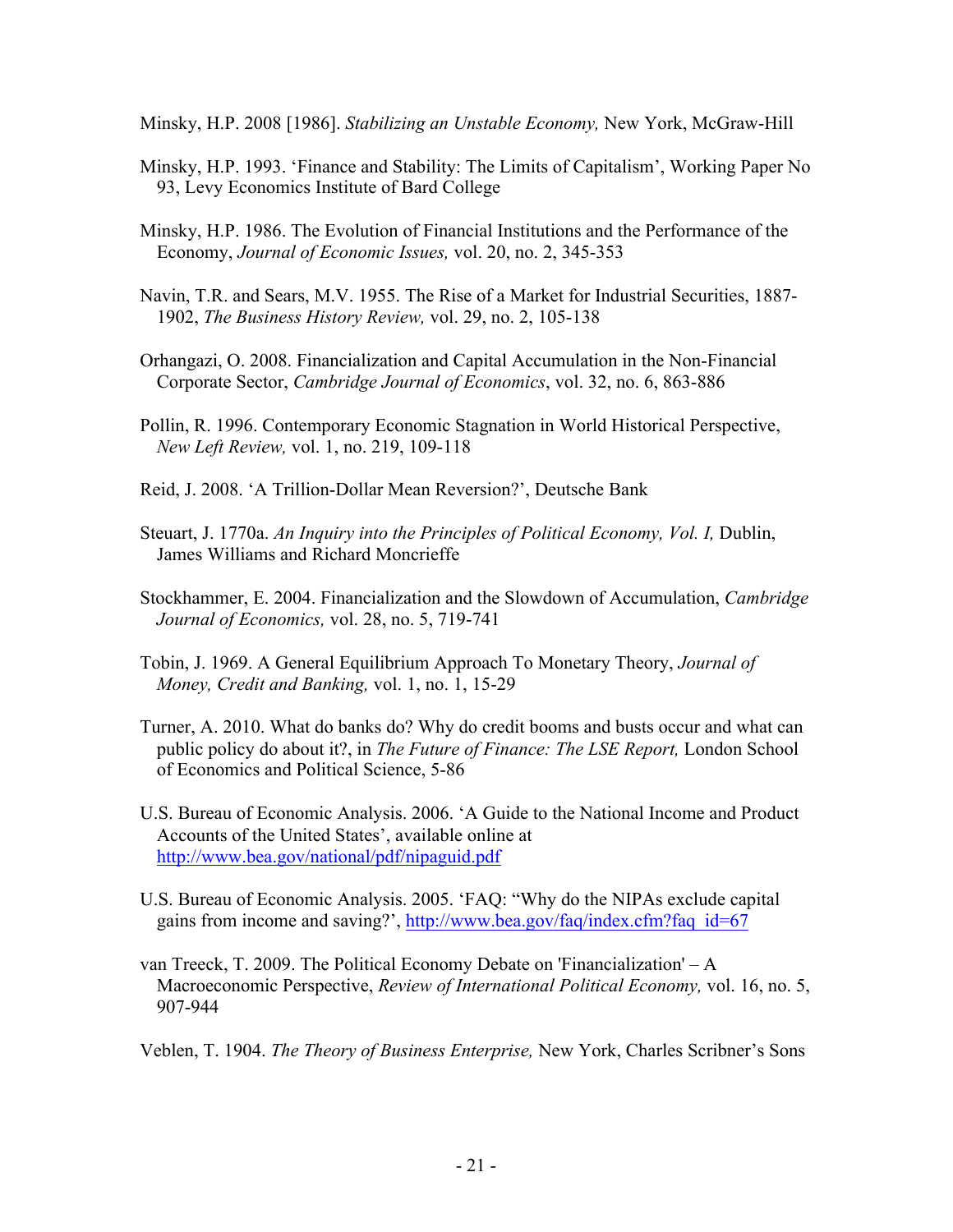Minsky, H.P. 2008 [1986]. *Stabilizing an Unstable Economy,* New York, McGraw-Hill

Minsky, H.P. 1993. 'Finance and Stability: The Limits of Capitalism', Working Paper No 93, Levy Economics Institute of Bard College

Minsky, H.P. 1986. The Evolution of Financial Institutions and the Performance of the Economy, *Journal of Economic Issues,* vol. 20, no. 2, 345-353

Navin, T.R. and Sears, M.V. 1955. The Rise of a Market for Industrial Securities, 1887-1902, *The Business History Review,* vol. 29, no. 2, 105-138

Orhangazi, O. 2008. Financialization and Capital Accumulation in the Non-Financial Corporate Sector, *Cambridge Journal of Economics*, vol. 32, no. 6, 863-886

Pollin, R. 1996. Contemporary Economic Stagnation in World Historical Perspective, *New Left Review,* vol. 1, no. 219, 109-118

Reid, J. 2008. 'A Trillion-Dollar Mean Reversion?', Deutsche Bank

Steuart, J. 1770a. *An Inquiry into the Principles of Political Economy, Vol. I,* Dublin, James Williams and Richard Moncrieffe

Stockhammer, E. 2004. Financialization and the Slowdown of Accumulation, *Cambridge Journal of Economics,* vol. 28, no. 5, 719-741

Tobin, J. 1969. A General Equilibrium Approach To Monetary Theory, *Journal of Money, Credit and Banking,* vol. 1, no. 1, 15-29

Turner, A. 2010. What do banks do? Why do credit booms and busts occur and what can public policy do about it?, in *The Future of Finance: The LSE Report,* London School of Economics and Political Science, 5-86

U.S. Bureau of Economic Analysis. 2006. 'A Guide to the National Income and Product Accounts of the United States', available online at http://www.bea.gov/national/pdf/nipaguid.pdf

U.S. Bureau of Economic Analysis. 2005. 'FAQ: "Why do the NIPAs exclude capital gains from income and saving?', http://www.bea.gov/faq/index.cfm?faq_id=67

van Treeck, T. 2009. The Political Economy Debate on 'Financialization' – A Macroeconomic Perspective, *Review of International Political Economy,* vol. 16, no. 5, 907-944

Veblen, T. 1904. *The Theory of Business Enterprise,* New York, Charles Scribner's Sons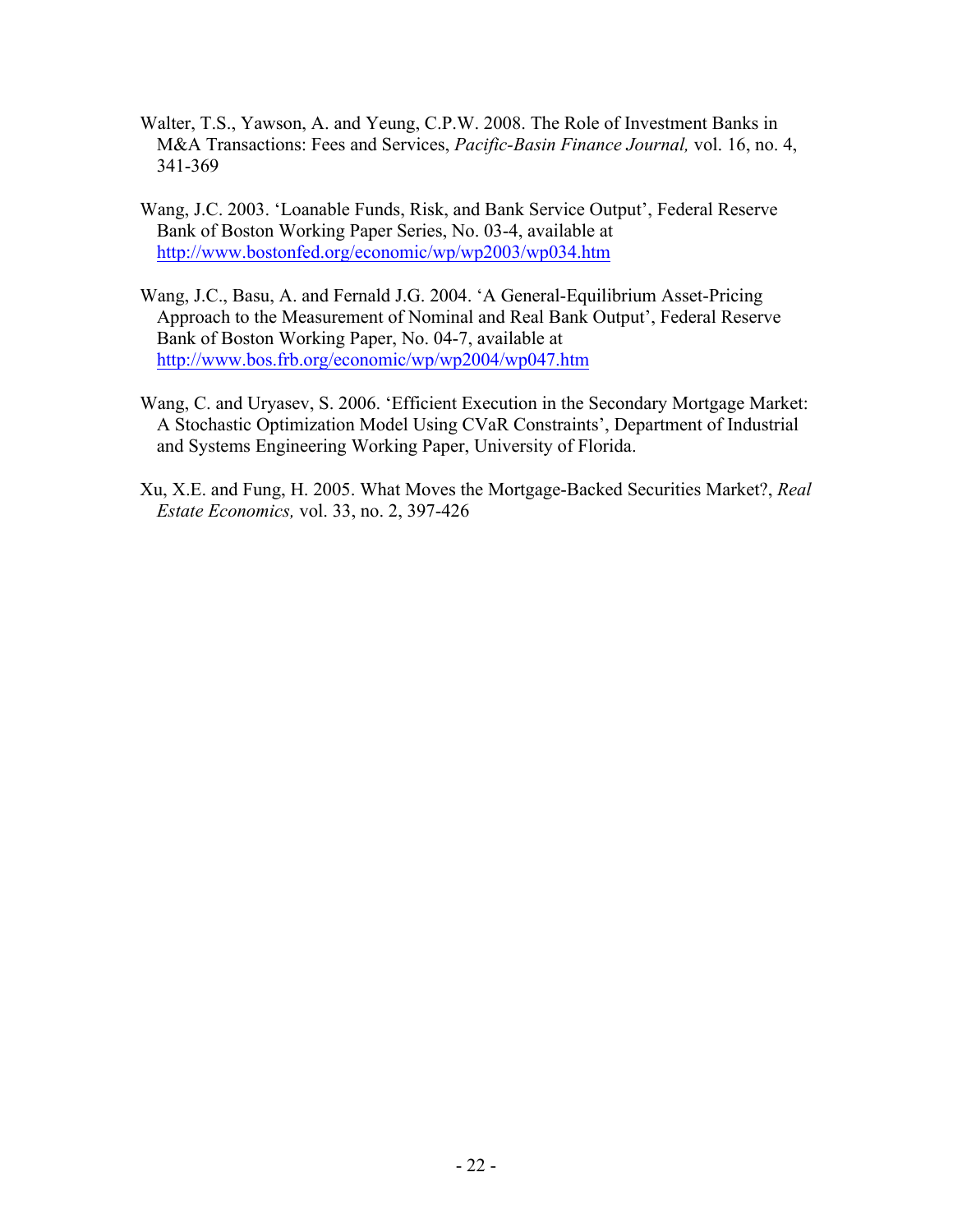Walter, T.S., Yawson, A. and Yeung, C.P.W. 2008. The Role of Investment Banks in M&A Transactions: Fees and Services, *Pacific-Basin Finance Journal,* vol. 16, no. 4, 341-369

Wang, J.C. 2003. 'Loanable Funds, Risk, and Bank Service Output', Federal Reserve Bank of Boston Working Paper Series, No. 03-4, available at http://www.bostonfed.org/economic/wp/wp2003/wp034.htm

Wang, J.C., Basu, A. and Fernald J.G. 2004. 'A General-Equilibrium Asset-Pricing Approach to the Measurement of Nominal and Real Bank Output', Federal Reserve Bank of Boston Working Paper, No. 04-7, available at http://www.bos.frb.org/economic/wp/wp2004/wp047.htm

Wang, C. and Uryasev, S. 2006. 'Efficient Execution in the Secondary Mortgage Market: A Stochastic Optimization Model Using CVaR Constraints', Department of Industrial and Systems Engineering Working Paper, University of Florida.

Xu, X.E. and Fung, H. 2005. What Moves the Mortgage-Backed Securities Market?, *Real Estate Economics,* vol. 33, no. 2, 397-426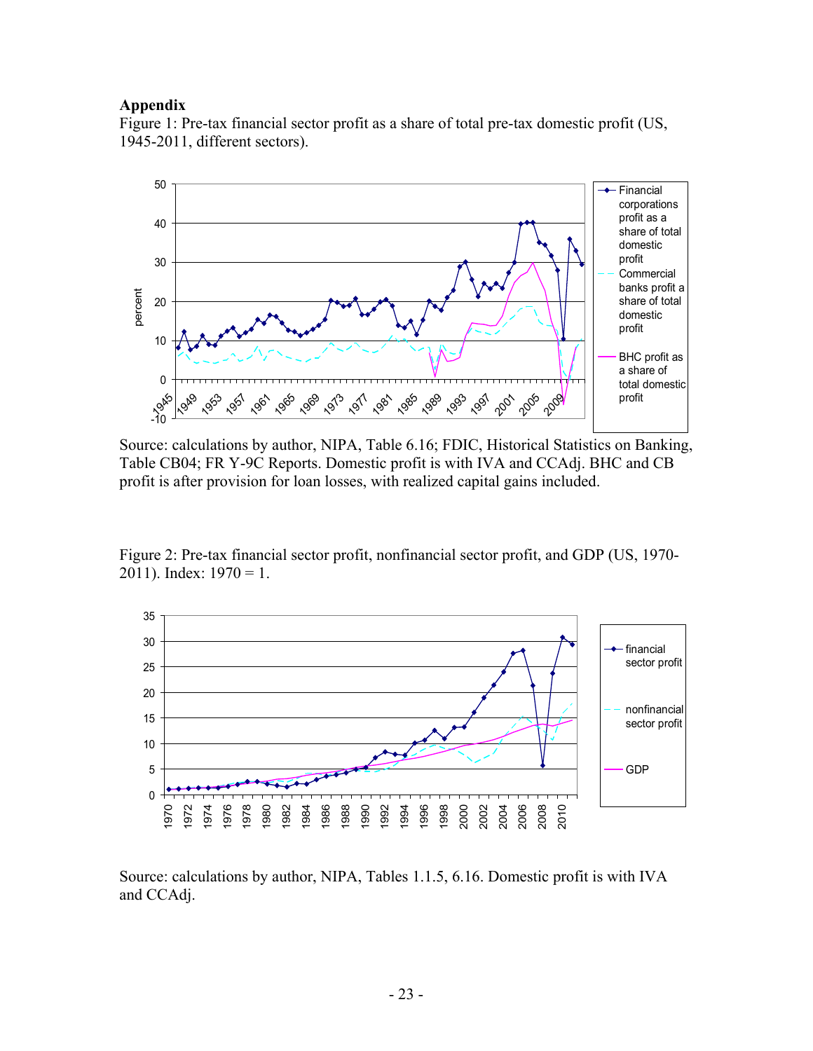**Appendix**

Figure 1: Pre-tax financial sector profit as a share of total pre-tax domestic profit (US, 1945-2011, different sectors).

Source: calculations by author, NIPA, Table 6.16; FDIC, Historical Statistics on Banking, Table CB04; FR Y-9C Reports. Domestic profit is with IVA and CCAdj. BHC and CB profit is after provision for loan losses, with realized capital gains included.

Figure 2: Pre-tax financial sector profit, nonfinancial sector profit, and GDP (US, 1970-2011). Index: 1970 = 1.

Source: calculations by author, NIPA, Tables 1.1.5, 6.16. Domestic profit is with IVA and CCAdj.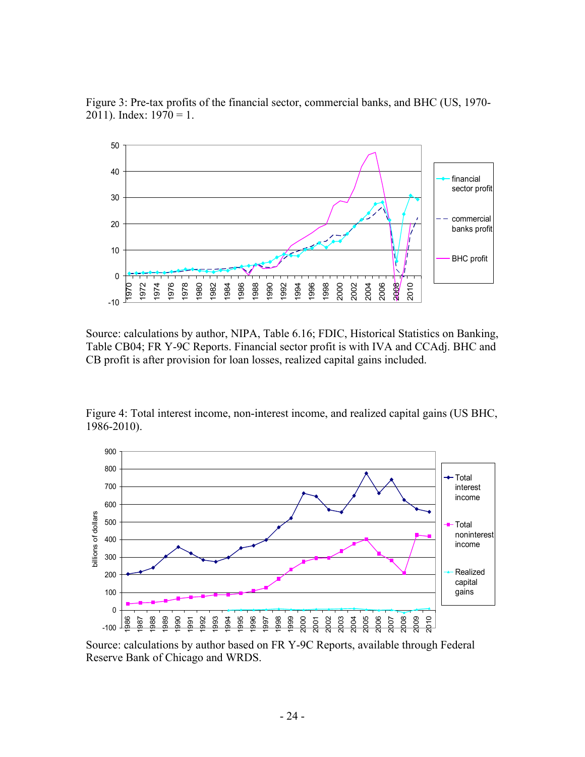Figure 3: Pre-tax profits of the financial sector, commercial banks, and BHC (US, 1970-2011). Index: 1970 = 1.

Source: calculations by author, NIPA, Table 6.16; FDIC, Historical Statistics on Banking, Table CB04; FR Y-9C Reports. Financial sector profit is with IVA and CCAdj. BHC and CB profit is after provision for loan losses, realized capital gains included.

Figure 4: Total interest income, non-interest income, and realized capital gains (US BHC, 1986-2010).

Source: calculations by author based on FR Y-9C Reports, available through Federal Reserve Bank of Chicago and WRDS.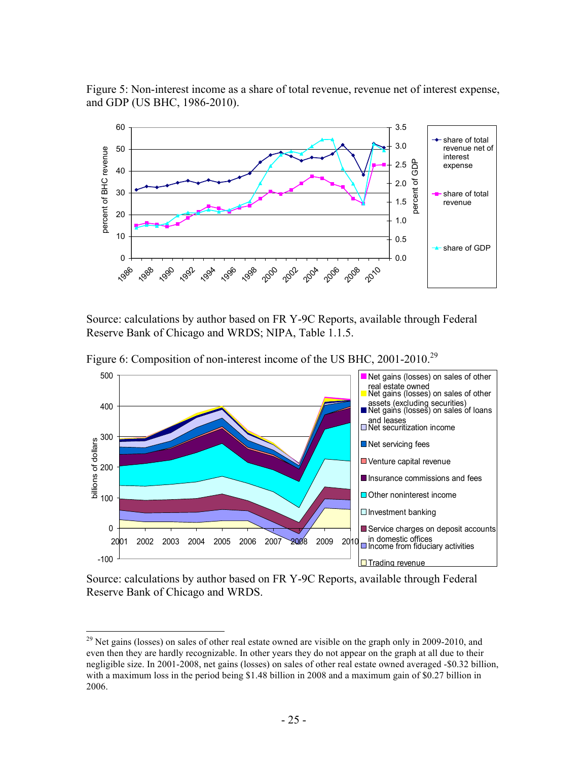Figure 5: Non-interest income as a share of total revenue, revenue net of interest expense, and GDP (US BHC, 1986-2010).

Source: calculations by author based on FR Y-9C Reports, available through Federal Reserve Bank of Chicago and WRDS; NIPA, Table 1.1.5.

Figure 6: Composition of non-interest income of the US BHC, 2001-2010.[29]

Source: calculations by author based on FR Y-9C Reports, available through Federal Reserve Bank of Chicago and WRDS.

[29] Net gains (losses) on sales of other real estate owned are visible on the graph only in 2009-2010, and even then they are hardly recognizable. In other years they do not appear on the graph at all due to their negligible size. In 2001-2008, net gains (losses) on sales of other real estate owned averaged -$0.32 billion, with a maximum loss in the period being $1.48 billion in 2008 and a maximum gain of $0.27 billion in 2006.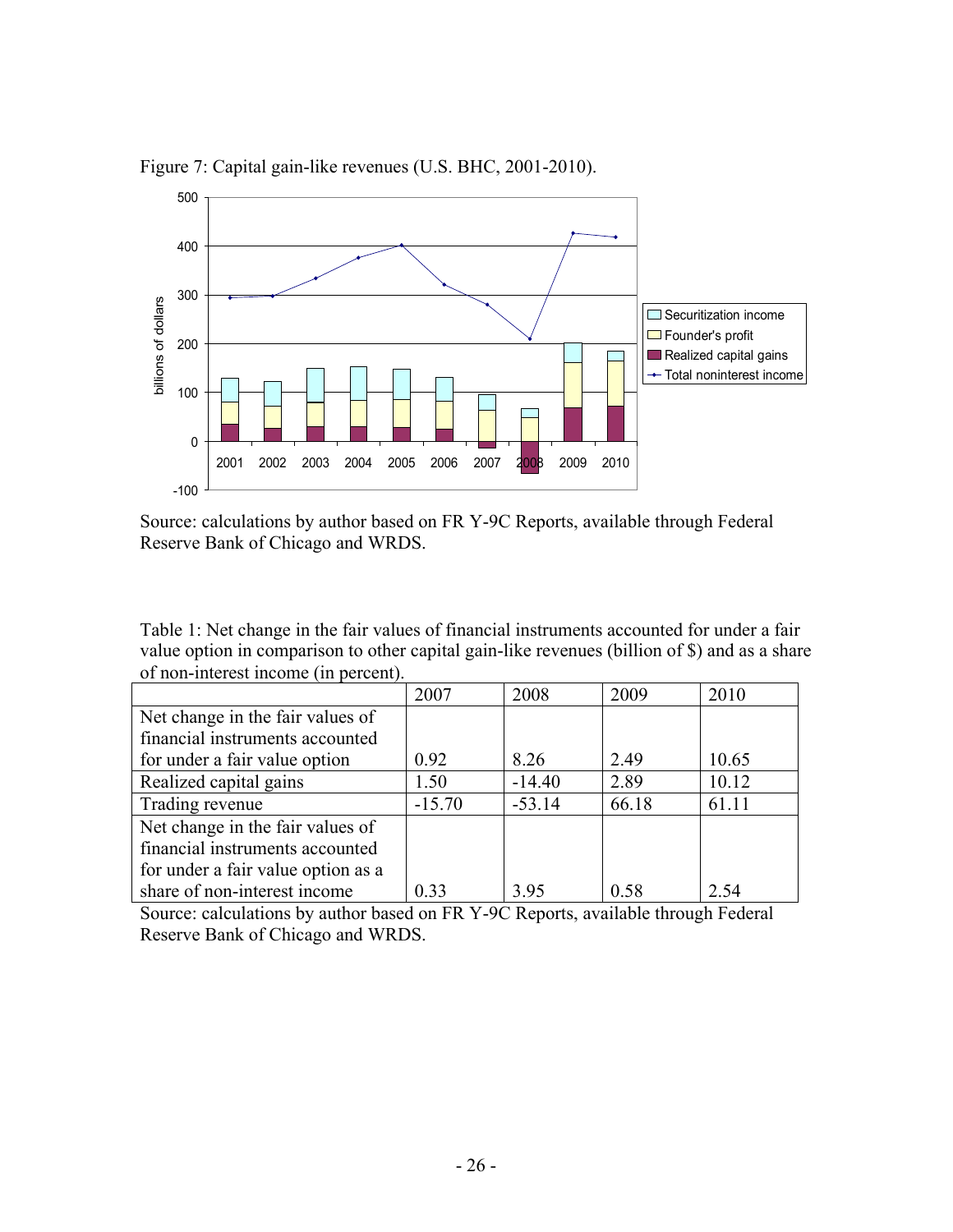Figure 7: Capital gain-like revenues (U.S. BHC, 2001-2010).

Source: calculations by author based on FR Y-9C Reports, available through Federal Reserve Bank of Chicago and WRDS.

Table 1: Net change in the fair values of financial instruments accounted for under a fair value option in comparison to other capital gain-like revenues (billion of $) and as a share of non-interest income (in percent).

| | 2007 | 2008 | 2009 | 2010 |
|---|---|---|---|---|
| Net change in the fair values of financial instruments accounted for under a fair value option | 0.92 | 8.26 | 2.49 | 10.65 |
| Realized capital gains | 1.50 | -14.40 | 2.89 | 10.12 |
| Trading revenue | -15.70 | -53.14 | 66.18 | 61.11 |
| Net change in the fair values of financial instruments accounted for under a fair value option as a share of non-interest income | 0.33 | 3.95 | 0.58 | 2.54 |

Source: calculations by author based on FR Y-9C Reports, available through Federal Reserve Bank of Chicago and WRDS.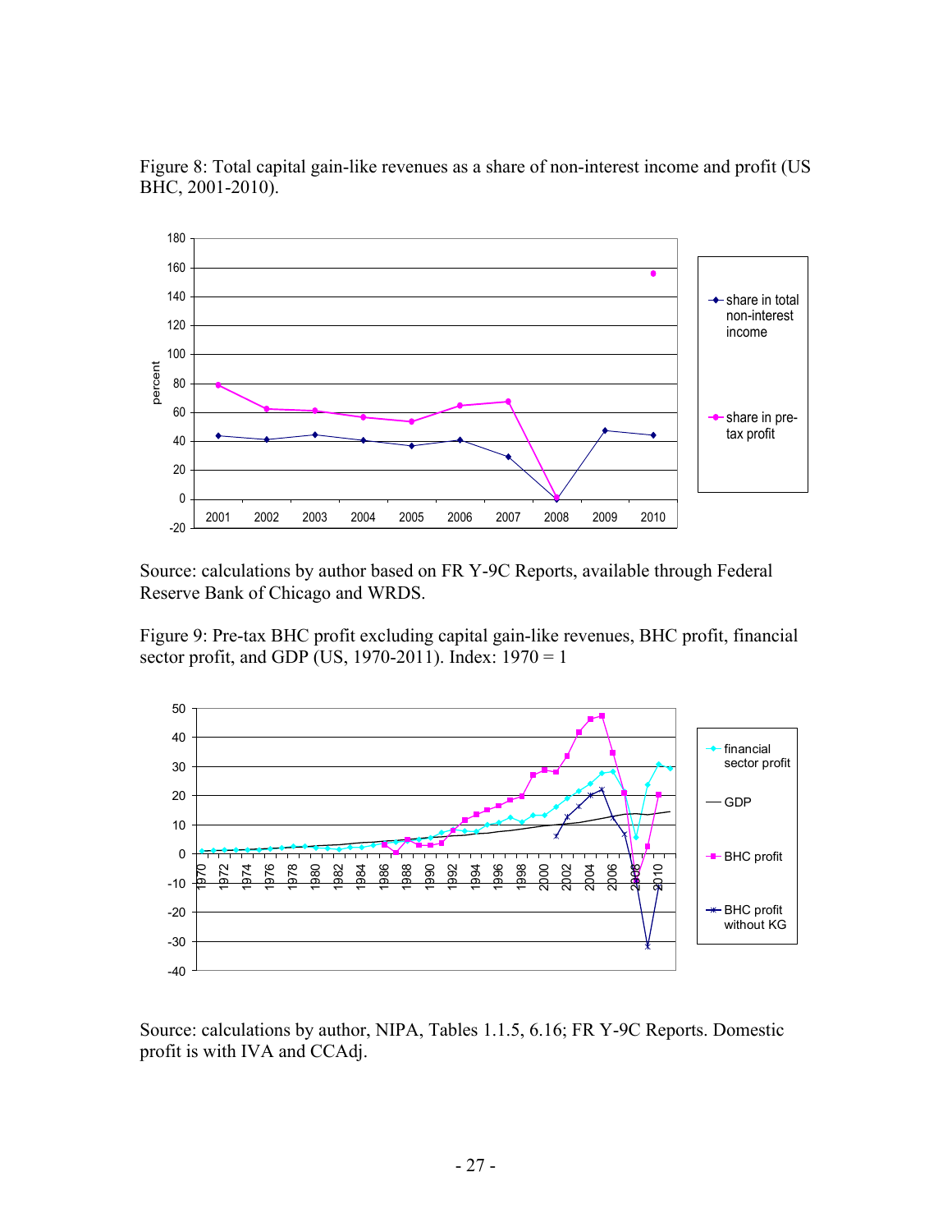Figure 8: Total capital gain-like revenues as a share of non-interest income and profit (US BHC, 2001-2010).

Source: calculations by author based on FR Y-9C Reports, available through Federal Reserve Bank of Chicago and WRDS.

Figure 9: Pre-tax BHC profit excluding capital gain-like revenues, BHC profit, financial sector profit, and GDP (US, 1970-2011). Index: 1970 = 1

Source: calculations by author, NIPA, Tables 1.1.5, 6.16; FR Y-9C Reports. Domestic profit is with IVA and CCAdj.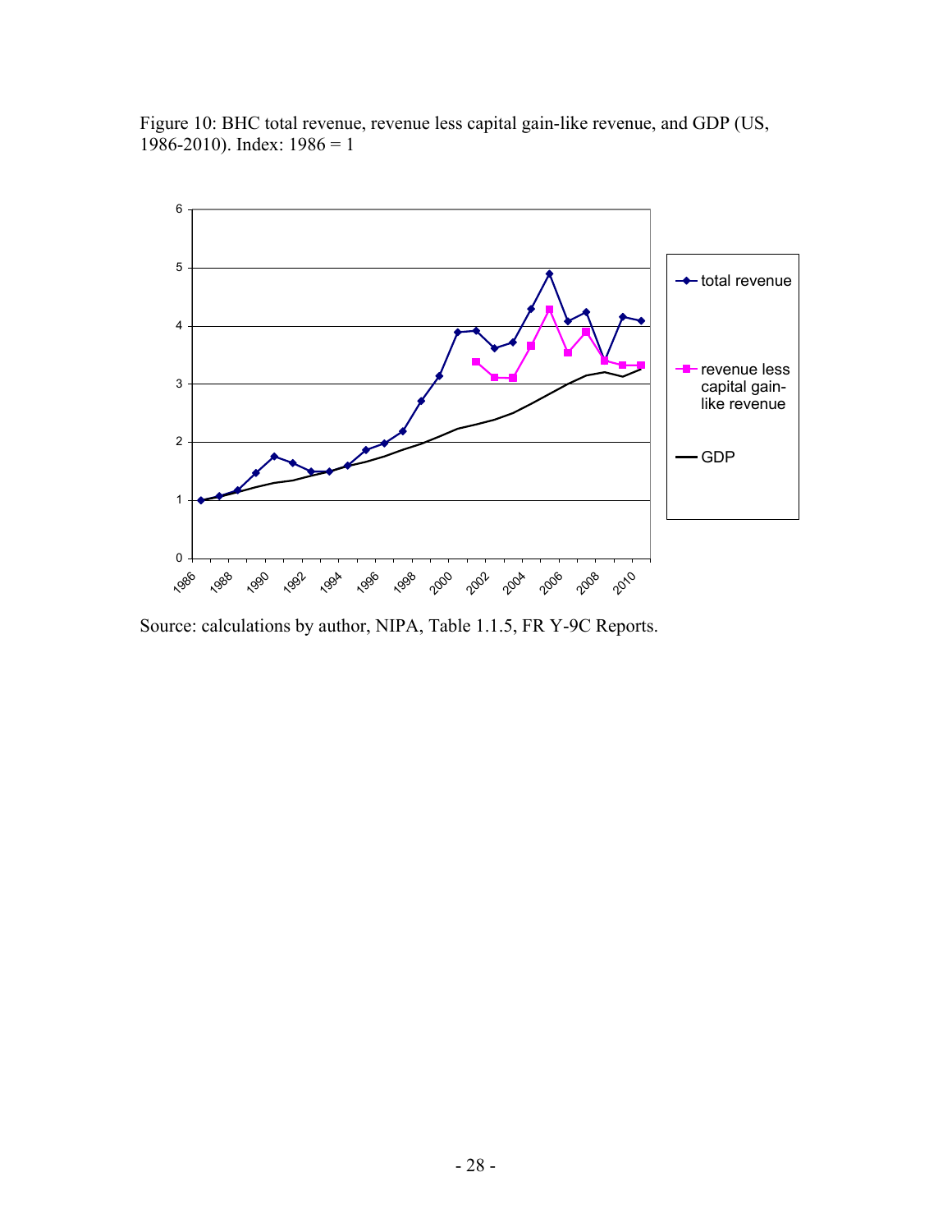Figure 10: BHC total revenue, revenue less capital gain-like revenue, and GDP (US, 1986-2010). Index: 1986 = 1

0
1
2
3
4
5
6

1986
1988
1990
1992
1994
1996
1998
2000
2002
2004
2006
2008
2010

total revenue

revenue less capital gain-like revenue

GDP

Source: calculations by author, NIPA, Table 1.1.5, FR Y-9C Reports.